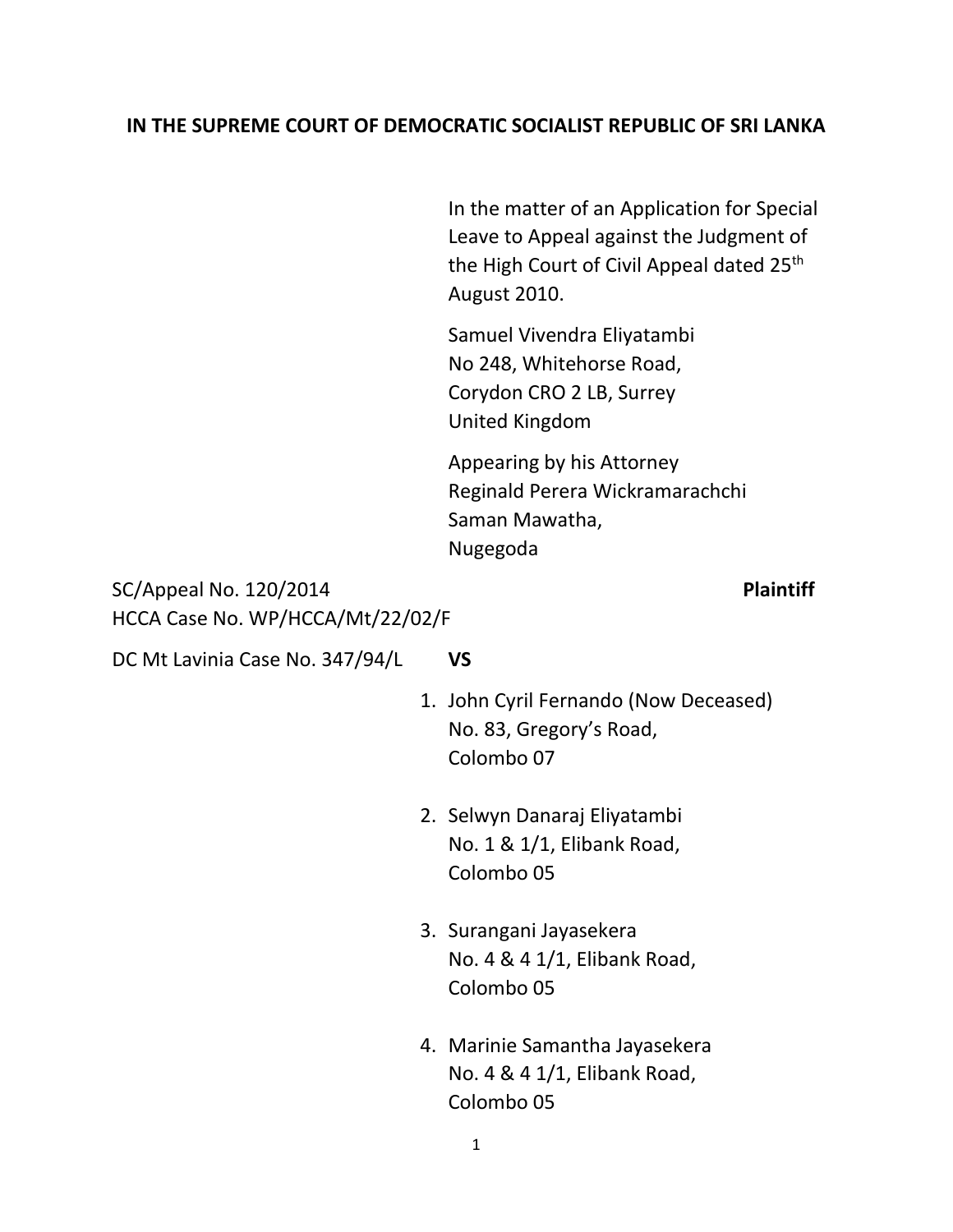**IN THE SUPREME COURT OF DEMOCRATIC SOCIALIST REPUBLIC OF SRI LANKA**

In the matter of an Application for Special Leave to Appeal against the Judgment of the High Court of Civil Appeal dated 25th August 2010.

Samuel Vivendra Eliyatambi
No 248, Whitehorse Road,
Corydon CRO 2 LB, Surrey
United Kingdom

Appearing by his Attorney
Reginald Perera Wickramarachchi
Saman Mawatha,
Nugegoda

SC/Appeal No. 120/2014

HCCA Case No. WP/HCCA/Mt/22/02/F

DC Mt Lavinia Case No. 347/94/L

**Plaintiff**

**VS**

1. John Cyril Fernando (Now Deceased)
   No. 83, Gregory's Road,
   Colombo 07

2. Selwyn Danaraj Eliyatambi
   No. 1 & 1/1, Elibank Road,
   Colombo 05

3. Surangani Jayasekera
   No. 4 & 4 1/1, Elibank Road,
   Colombo 05

4. Marinie Samantha Jayasekera
   No. 4 & 4 1/1, Elibank Road,
   Colombo 05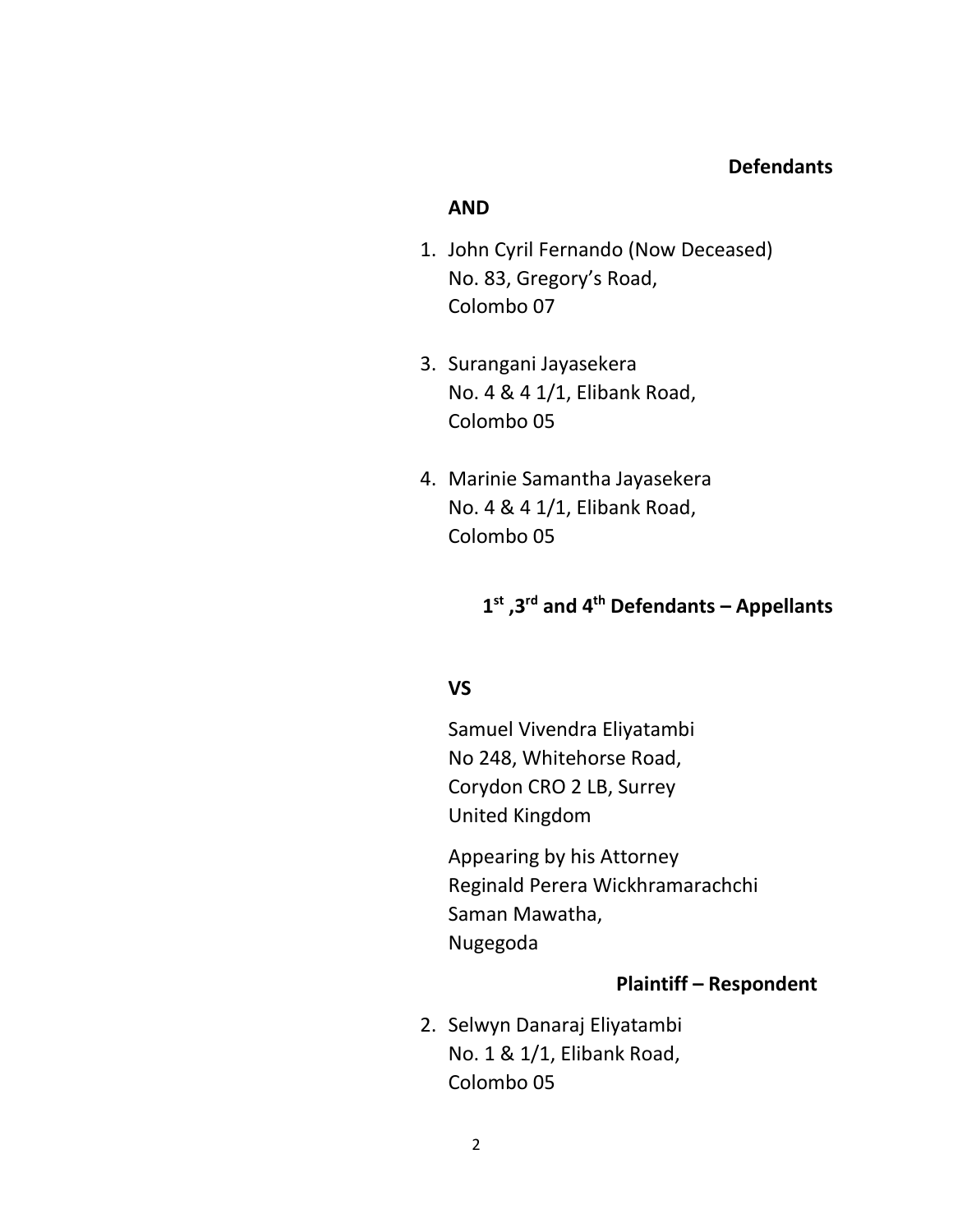**Defendants**

**AND**

1. John Cyril Fernando (Now Deceased)
   No. 83, Gregory's Road,
   Colombo 07

3. Surangani Jayasekera
   No. 4 & 4 1/1, Elibank Road,
   Colombo 05

4. Marinie Samantha Jayasekera
   No. 4 & 4 1/1, Elibank Road,
   Colombo 05

**1st ,3rd and 4th Defendants – Appellants**

**VS**

Samuel Vivendra Eliyatambi
No 248, Whitehorse Road,
Corydon CRO 2 LB, Surrey
United Kingdom

Appearing by his Attorney
Reginald Perera Wickhramarachchi
Saman Mawatha,
Nugegoda

**Plaintiff – Respondent**

2. Selwyn Danaraj Eliyatambi
   No. 1 & 1/1, Elibank Road,
   Colombo 05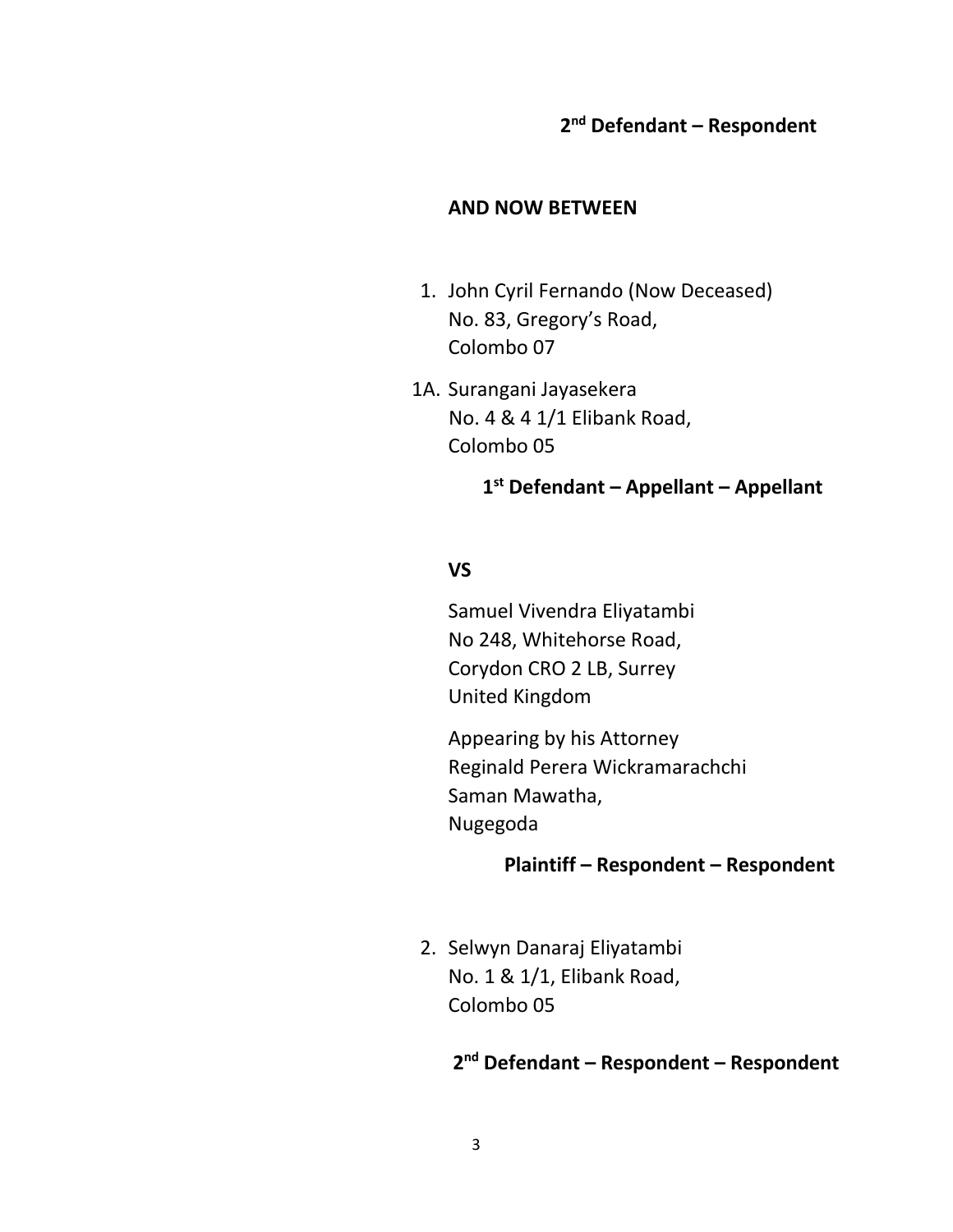**2nd Defendant – Respondent**

**AND NOW BETWEEN**

1. John Cyril Fernando (Now Deceased)
   No. 83, Gregory's Road,
   Colombo 07

1A. Surangani Jayasekera
   No. 4 & 4 1/1 Elibank Road,
   Colombo 05

**1st Defendant – Appellant – Appellant**

**VS**

Samuel Vivendra Eliyatambi
No 248, Whitehorse Road,
Corydon CRO 2 LB, Surrey
United Kingdom

Appearing by his Attorney
Reginald Perera Wickramarachchi
Saman Mawatha,
Nugegoda

**Plaintiff – Respondent – Respondent**

2. Selwyn Danaraj Eliyatambi
   No. 1 & 1/1, Elibank Road,
   Colombo 05

**2nd Defendant – Respondent – Respondent**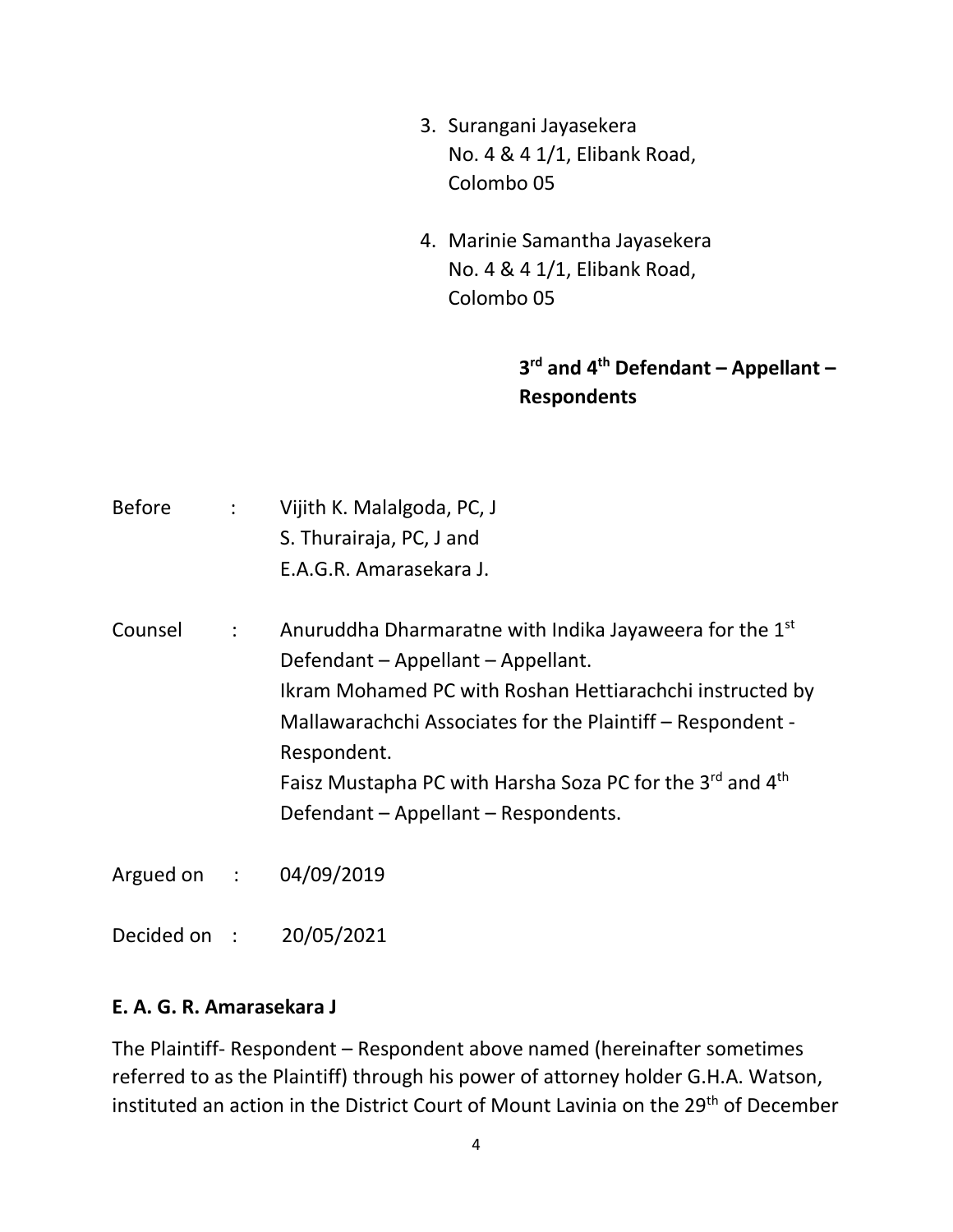3. Surangani Jayasekera
   No. 4 & 4 1/1, Elibank Road,
   Colombo 05

4. Marinie Samantha Jayasekera
   No. 4 & 4 1/1, Elibank Road,
   Colombo 05

**3rd and 4th Defendant – Appellant – Respondents**

Before : Vijith K. Malalgoda, PC, J
S. Thurairaja, PC, J and
E.A.G.R. Amarasekara J.

Counsel : Anuruddha Dharmaratne with Indika Jayaweera for the 1st Defendant – Appellant – Appellant.
Ikram Mohamed PC with Roshan Hettiarachchi instructed by Mallawarachchi Associates for the Plaintiff – Respondent - Respondent.
Faisz Mustapha PC with Harsha Soza PC for the 3rd and 4th Defendant – Appellant – Respondents.

Argued on : 04/09/2019

Decided on : 20/05/2021

**E. A. G. R. Amarasekara J**

The Plaintiff- Respondent – Respondent above named (hereinafter sometimes referred to as the Plaintiff) through his power of attorney holder G.H.A. Watson, instituted an action in the District Court of Mount Lavinia on the 29th of December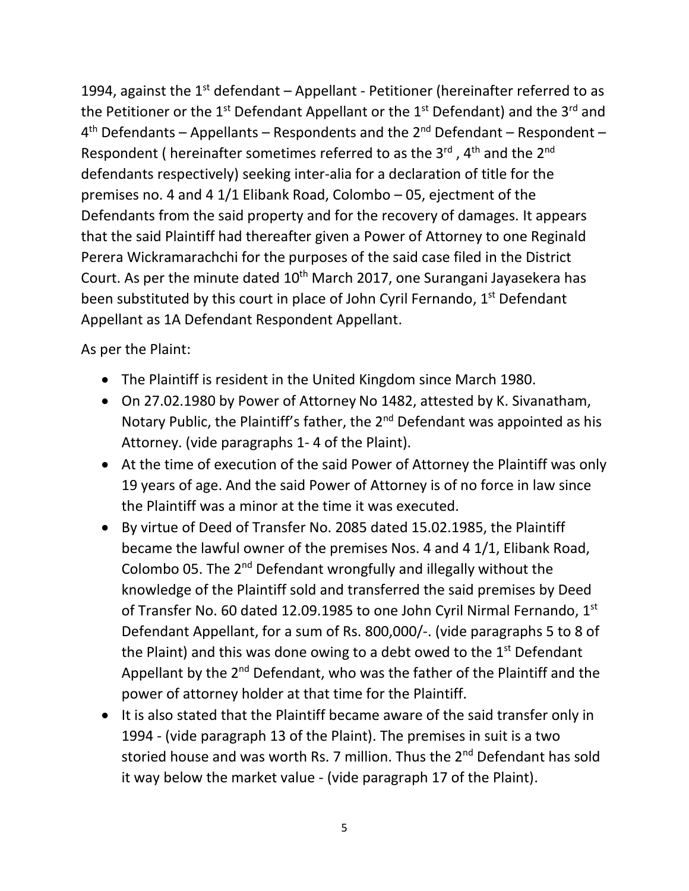1994, against the 1st defendant – Appellant - Petitioner (hereinafter referred to as the Petitioner or the 1st Defendant Appellant or the 1st Defendant) and the 3rd and 4th Defendants – Appellants – Respondents and the 2nd Defendant – Respondent – Respondent ( hereinafter sometimes referred to as the 3rd , 4th and the 2nd defendants respectively) seeking inter-alia for a declaration of title for the premises no. 4 and 4 1/1 Elibank Road, Colombo – 05, ejectment of the Defendants from the said property and for the recovery of damages. It appears that the said Plaintiff had thereafter given a Power of Attorney to one Reginald Perera Wickramarachchi for the purposes of the said case filed in the District Court. As per the minute dated 10th March 2017, one Surangani Jayasekera has been substituted by this court in place of John Cyril Fernando, 1st Defendant Appellant as 1A Defendant Respondent Appellant.

As per the Plaint:

- The Plaintiff is resident in the United Kingdom since March 1980.
- On 27.02.1980 by Power of Attorney No 1482, attested by K. Sivanatham, Notary Public, the Plaintiff's father, the 2nd Defendant was appointed as his Attorney. (vide paragraphs 1- 4 of the Plaint).
- At the time of execution of the said Power of Attorney the Plaintiff was only 19 years of age. And the said Power of Attorney is of no force in law since the Plaintiff was a minor at the time it was executed.
- By virtue of Deed of Transfer No. 2085 dated 15.02.1985, the Plaintiff became the lawful owner of the premises Nos. 4 and 4 1/1, Elibank Road, Colombo 05. The 2nd Defendant wrongfully and illegally without the knowledge of the Plaintiff sold and transferred the said premises by Deed of Transfer No. 60 dated 12.09.1985 to one John Cyril Nirmal Fernando, 1st Defendant Appellant, for a sum of Rs. 800,000/-. (vide paragraphs 5 to 8 of the Plaint) and this was done owing to a debt owed to the 1st Defendant Appellant by the 2nd Defendant, who was the father of the Plaintiff and the power of attorney holder at that time for the Plaintiff.
- It is also stated that the Plaintiff became aware of the said transfer only in 1994 - (vide paragraph 13 of the Plaint). The premises in suit is a two storied house and was worth Rs. 7 million. Thus the 2nd Defendant has sold it way below the market value - (vide paragraph 17 of the Plaint).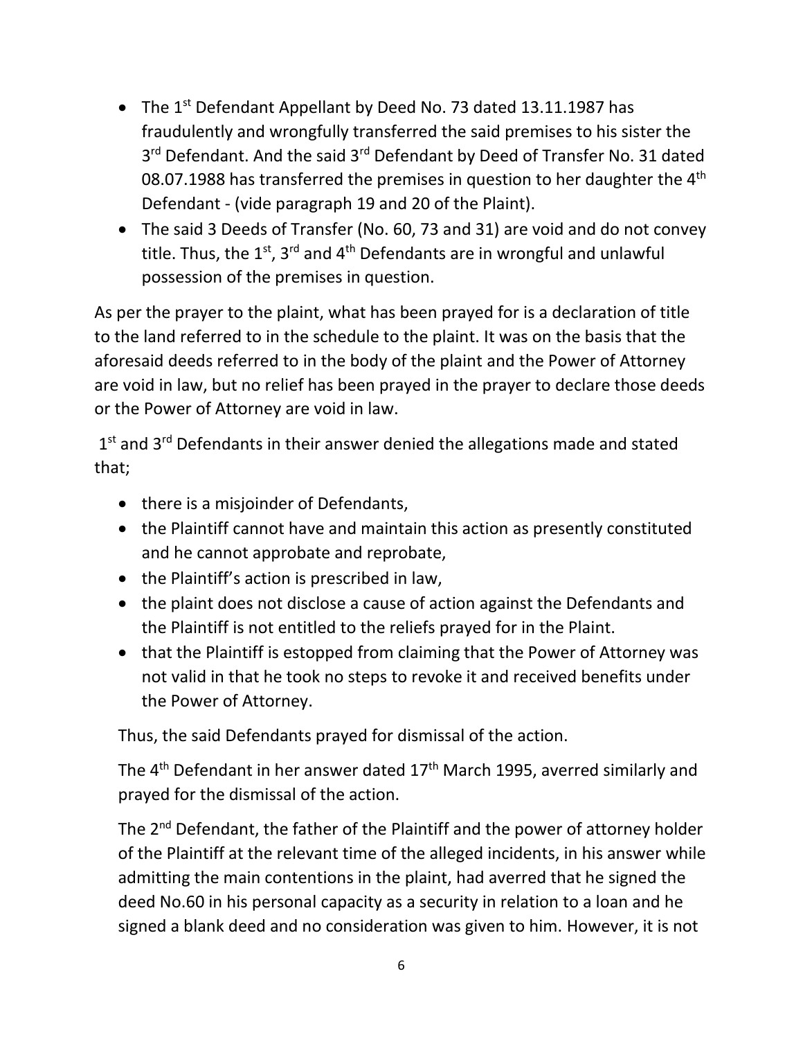- The 1st Defendant Appellant by Deed No. 73 dated 13.11.1987 has fraudulently and wrongfully transferred the said premises to his sister the 3rd Defendant. And the said 3rd Defendant by Deed of Transfer No. 31 dated 08.07.1988 has transferred the premises in question to her daughter the 4th Defendant - (vide paragraph 19 and 20 of the Plaint).
- The said 3 Deeds of Transfer (No. 60, 73 and 31) are void and do not convey title. Thus, the 1st, 3rd and 4th Defendants are in wrongful and unlawful possession of the premises in question.

As per the prayer to the plaint, what has been prayed for is a declaration of title to the land referred to in the schedule to the plaint. It was on the basis that the aforesaid deeds referred to in the body of the plaint and the Power of Attorney are void in law, but no relief has been prayed in the prayer to declare those deeds or the Power of Attorney are void in law.

1st and 3rd Defendants in their answer denied the allegations made and stated that;

- there is a misjoinder of Defendants,
- the Plaintiff cannot have and maintain this action as presently constituted and he cannot approbate and reprobate,
- the Plaintiff's action is prescribed in law,
- the plaint does not disclose a cause of action against the Defendants and the Plaintiff is not entitled to the reliefs prayed for in the Plaint.
- that the Plaintiff is estopped from claiming that the Power of Attorney was not valid in that he took no steps to revoke it and received benefits under the Power of Attorney.

Thus, the said Defendants prayed for dismissal of the action.

The 4th Defendant in her answer dated 17th March 1995, averred similarly and prayed for the dismissal of the action.

The 2nd Defendant, the father of the Plaintiff and the power of attorney holder of the Plaintiff at the relevant time of the alleged incidents, in his answer while admitting the main contentions in the plaint, had averred that he signed the deed No.60 in his personal capacity as a security in relation to a loan and he signed a blank deed and no consideration was given to him. However, it is not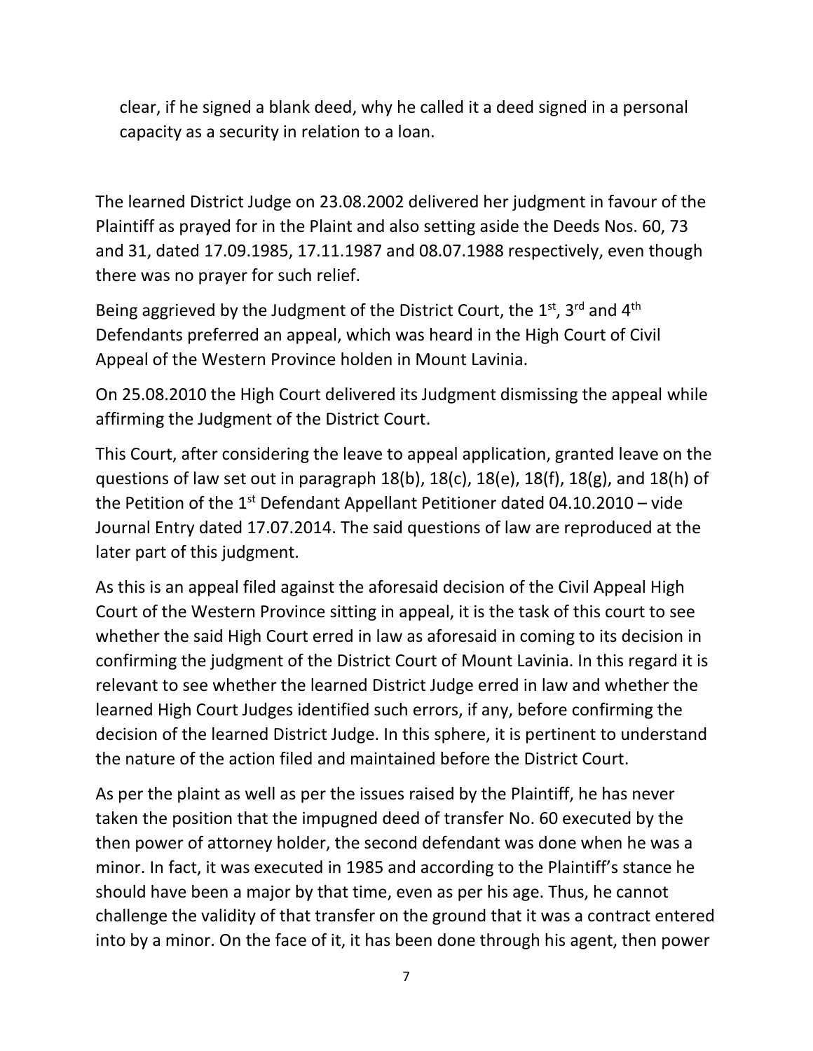clear, if he signed a blank deed, why he called it a deed signed in a personal capacity as a security in relation to a loan.

The learned District Judge on 23.08.2002 delivered her judgment in favour of the Plaintiff as prayed for in the Plaint and also setting aside the Deeds Nos. 60, 73 and 31, dated 17.09.1985, 17.11.1987 and 08.07.1988 respectively, even though there was no prayer for such relief.

Being aggrieved by the Judgment of the District Court, the 1st, 3rd and 4th Defendants preferred an appeal, which was heard in the High Court of Civil Appeal of the Western Province holden in Mount Lavinia.

On 25.08.2010 the High Court delivered its Judgment dismissing the appeal while affirming the Judgment of the District Court.

This Court, after considering the leave to appeal application, granted leave on the questions of law set out in paragraph 18(b), 18(c), 18(e), 18(f), 18(g), and 18(h) of the Petition of the 1st Defendant Appellant Petitioner dated 04.10.2010 – vide Journal Entry dated 17.07.2014. The said questions of law are reproduced at the later part of this judgment.

As this is an appeal filed against the aforesaid decision of the Civil Appeal High Court of the Western Province sitting in appeal, it is the task of this court to see whether the said High Court erred in law as aforesaid in coming to its decision in confirming the judgment of the District Court of Mount Lavinia. In this regard it is relevant to see whether the learned District Judge erred in law and whether the learned High Court Judges identified such errors, if any, before confirming the decision of the learned District Judge. In this sphere, it is pertinent to understand the nature of the action filed and maintained before the District Court.

As per the plaint as well as per the issues raised by the Plaintiff, he has never taken the position that the impugned deed of transfer No. 60 executed by the then power of attorney holder, the second defendant was done when he was a minor. In fact, it was executed in 1985 and according to the Plaintiff's stance he should have been a major by that time, even as per his age. Thus, he cannot challenge the validity of that transfer on the ground that it was a contract entered into by a minor. On the face of it, it has been done through his agent, then power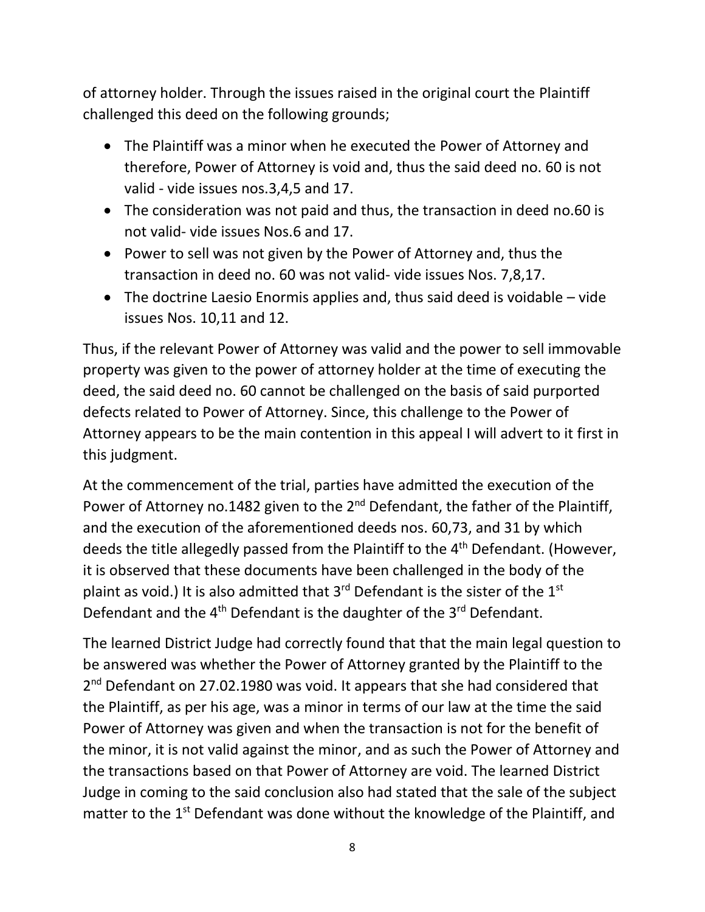of attorney holder. Through the issues raised in the original court the Plaintiff challenged this deed on the following grounds;

- The Plaintiff was a minor when he executed the Power of Attorney and therefore, Power of Attorney is void and, thus the said deed no. 60 is not valid - vide issues nos.3,4,5 and 17.
- The consideration was not paid and thus, the transaction in deed no.60 is not valid- vide issues Nos.6 and 17.
- Power to sell was not given by the Power of Attorney and, thus the transaction in deed no. 60 was not valid- vide issues Nos. 7,8,17.
- The doctrine Laesio Enormis applies and, thus said deed is voidable – vide issues Nos. 10,11 and 12.

Thus, if the relevant Power of Attorney was valid and the power to sell immovable property was given to the power of attorney holder at the time of executing the deed, the said deed no. 60 cannot be challenged on the basis of said purported defects related to Power of Attorney. Since, this challenge to the Power of Attorney appears to be the main contention in this appeal I will advert to it first in this judgment.

At the commencement of the trial, parties have admitted the execution of the Power of Attorney no.1482 given to the 2nd Defendant, the father of the Plaintiff, and the execution of the aforementioned deeds nos. 60,73, and 31 by which deeds the title allegedly passed from the Plaintiff to the 4th Defendant. (However, it is observed that these documents have been challenged in the body of the plaint as void.) It is also admitted that 3rd Defendant is the sister of the 1st Defendant and the 4th Defendant is the daughter of the 3rd Defendant.

The learned District Judge had correctly found that that the main legal question to be answered was whether the Power of Attorney granted by the Plaintiff to the 2nd Defendant on 27.02.1980 was void. It appears that she had considered that the Plaintiff, as per his age, was a minor in terms of our law at the time the said Power of Attorney was given and when the transaction is not for the benefit of the minor, it is not valid against the minor, and as such the Power of Attorney and the transactions based on that Power of Attorney are void. The learned District Judge in coming to the said conclusion also had stated that the sale of the subject matter to the 1st Defendant was done without the knowledge of the Plaintiff, and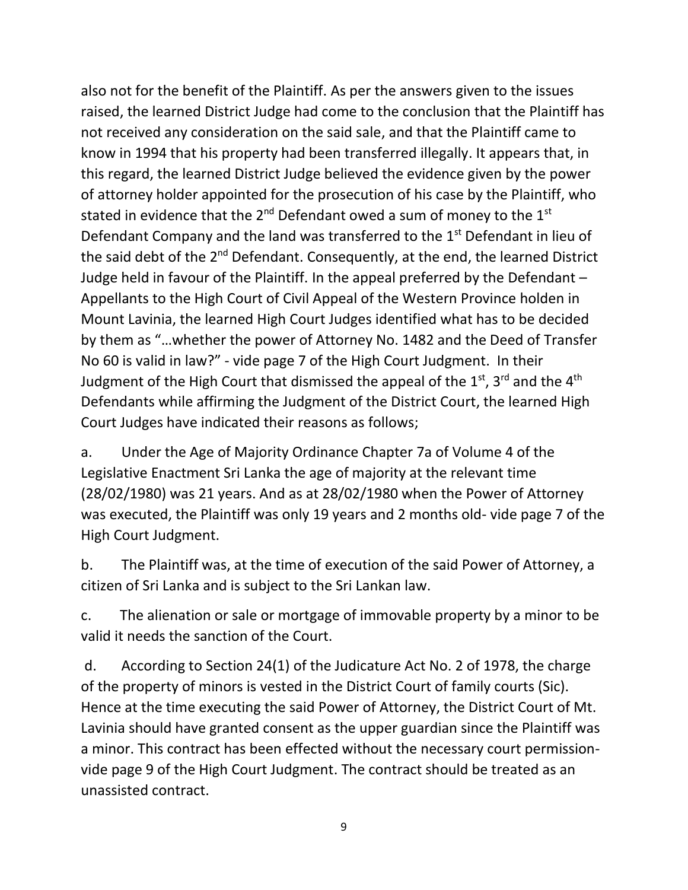also not for the benefit of the Plaintiff. As per the answers given to the issues raised, the learned District Judge had come to the conclusion that the Plaintiff has not received any consideration on the said sale, and that the Plaintiff came to know in 1994 that his property had been transferred illegally. It appears that, in this regard, the learned District Judge believed the evidence given by the power of attorney holder appointed for the prosecution of his case by the Plaintiff, who stated in evidence that the 2nd Defendant owed a sum of money to the 1st Defendant Company and the land was transferred to the 1st Defendant in lieu of the said debt of the 2nd Defendant. Consequently, at the end, the learned District Judge held in favour of the Plaintiff. In the appeal preferred by the Defendant – Appellants to the High Court of Civil Appeal of the Western Province holden in Mount Lavinia, the learned High Court Judges identified what has to be decided by them as "…whether the power of Attorney No. 1482 and the Deed of Transfer No 60 is valid in law?" - vide page 7 of the High Court Judgment. In their Judgment of the High Court that dismissed the appeal of the 1st, 3rd and the 4th Defendants while affirming the Judgment of the District Court, the learned High Court Judges have indicated their reasons as follows;

a. Under the Age of Majority Ordinance Chapter 7a of Volume 4 of the Legislative Enactment Sri Lanka the age of majority at the relevant time (28/02/1980) was 21 years. And as at 28/02/1980 when the Power of Attorney was executed, the Plaintiff was only 19 years and 2 months old- vide page 7 of the High Court Judgment.

b. The Plaintiff was, at the time of execution of the said Power of Attorney, a citizen of Sri Lanka and is subject to the Sri Lankan law.

c. The alienation or sale or mortgage of immovable property by a minor to be valid it needs the sanction of the Court.

d. According to Section 24(1) of the Judicature Act No. 2 of 1978, the charge of the property of minors is vested in the District Court of family courts (Sic). Hence at the time executing the said Power of Attorney, the District Court of Mt. Lavinia should have granted consent as the upper guardian since the Plaintiff was a minor. This contract has been effected without the necessary court permission- vide page 9 of the High Court Judgment. The contract should be treated as an unassisted contract.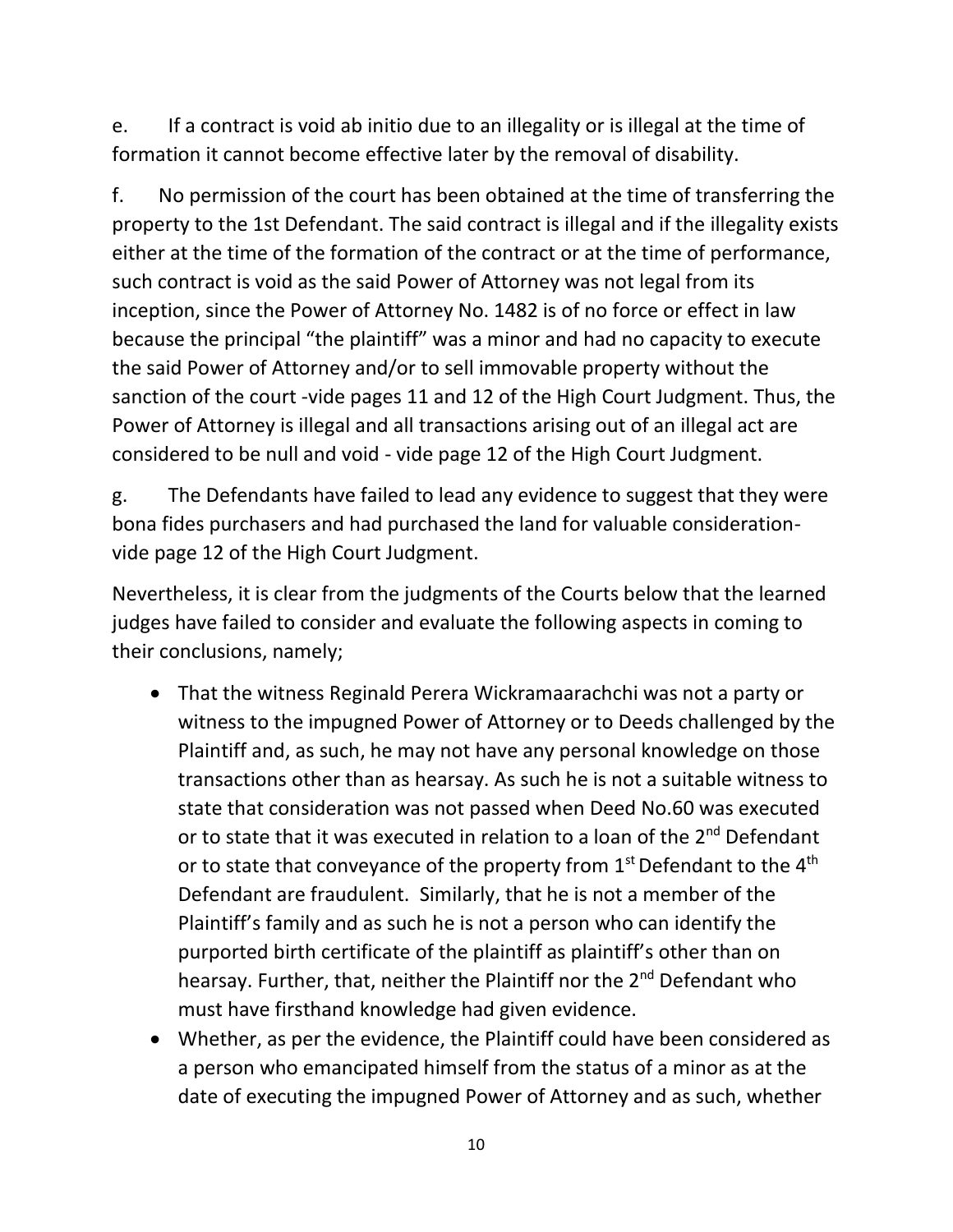e. If a contract is void ab initio due to an illegality or is illegal at the time of formation it cannot become effective later by the removal of disability.

f. No permission of the court has been obtained at the time of transferring the property to the 1st Defendant. The said contract is illegal and if the illegality exists either at the time of the formation of the contract or at the time of performance, such contract is void as the said Power of Attorney was not legal from its inception, since the Power of Attorney No. 1482 is of no force or effect in law because the principal "the plaintiff" was a minor and had no capacity to execute the said Power of Attorney and/or to sell immovable property without the sanction of the court -vide pages 11 and 12 of the High Court Judgment. Thus, the Power of Attorney is illegal and all transactions arising out of an illegal act are considered to be null and void - vide page 12 of the High Court Judgment.

g. The Defendants have failed to lead any evidence to suggest that they were bona fides purchasers and had purchased the land for valuable consideration- vide page 12 of the High Court Judgment.

Nevertheless, it is clear from the judgments of the Courts below that the learned judges have failed to consider and evaluate the following aspects in coming to their conclusions, namely;

- That the witness Reginald Perera Wickramaarachchi was not a party or witness to the impugned Power of Attorney or to Deeds challenged by the Plaintiff and, as such, he may not have any personal knowledge on those transactions other than as hearsay. As such he is not a suitable witness to state that consideration was not passed when Deed No.60 was executed or to state that it was executed in relation to a loan of the 2nd Defendant or to state that conveyance of the property from 1st Defendant to the 4th Defendant are fraudulent. Similarly, that he is not a member of the Plaintiff's family and as such he is not a person who can identify the purported birth certificate of the plaintiff as plaintiff's other than on hearsay. Further, that, neither the Plaintiff nor the 2nd Defendant who must have firsthand knowledge had given evidence.
- Whether, as per the evidence, the Plaintiff could have been considered as a person who emancipated himself from the status of a minor as at the date of executing the impugned Power of Attorney and as such, whether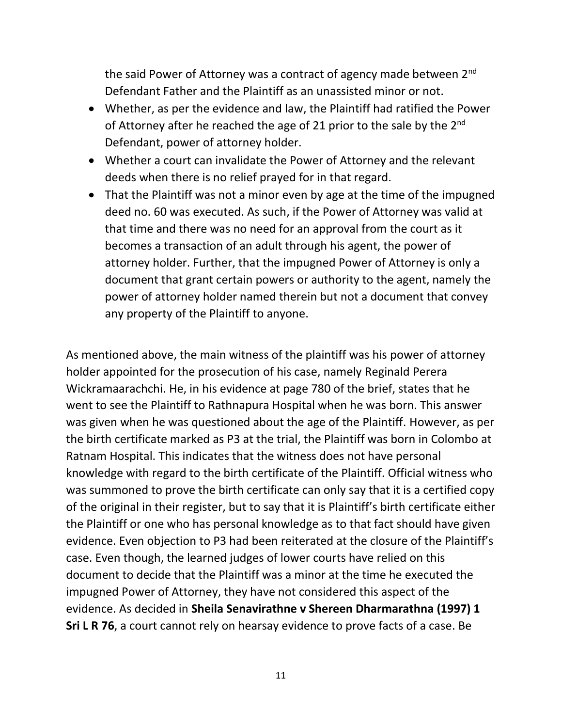the said Power of Attorney was a contract of agency made between 2nd Defendant Father and the Plaintiff as an unassisted minor or not.

- Whether, as per the evidence and law, the Plaintiff had ratified the Power of Attorney after he reached the age of 21 prior to the sale by the 2nd Defendant, power of attorney holder.
- Whether a court can invalidate the Power of Attorney and the relevant deeds when there is no relief prayed for in that regard.
- That the Plaintiff was not a minor even by age at the time of the impugned deed no. 60 was executed. As such, if the Power of Attorney was valid at that time and there was no need for an approval from the court as it becomes a transaction of an adult through his agent, the power of attorney holder. Further, that the impugned Power of Attorney is only a document that grant certain powers or authority to the agent, namely the power of attorney holder named therein but not a document that convey any property of the Plaintiff to anyone.

As mentioned above, the main witness of the plaintiff was his power of attorney holder appointed for the prosecution of his case, namely Reginald Perera Wickramaarachchi. He, in his evidence at page 780 of the brief, states that he went to see the Plaintiff to Rathnapura Hospital when he was born. This answer was given when he was questioned about the age of the Plaintiff. However, as per the birth certificate marked as P3 at the trial, the Plaintiff was born in Colombo at Ratnam Hospital. This indicates that the witness does not have personal knowledge with regard to the birth certificate of the Plaintiff. Official witness who was summoned to prove the birth certificate can only say that it is a certified copy of the original in their register, but to say that it is Plaintiff's birth certificate either the Plaintiff or one who has personal knowledge as to that fact should have given evidence. Even objection to P3 had been reiterated at the closure of the Plaintiff's case. Even though, the learned judges of lower courts have relied on this document to decide that the Plaintiff was a minor at the time he executed the impugned Power of Attorney, they have not considered this aspect of the evidence. As decided in **Sheila Senavirathne v Shereen Dharmarathna (1997) 1 Sri L R 76**, a court cannot rely on hearsay evidence to prove facts of a case. Be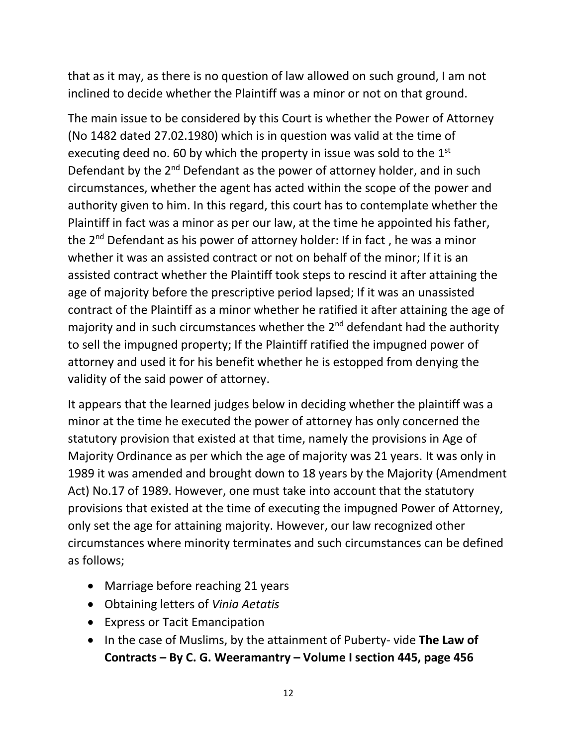that as it may, as there is no question of law allowed on such ground, I am not inclined to decide whether the Plaintiff was a minor or not on that ground.

The main issue to be considered by this Court is whether the Power of Attorney (No 1482 dated 27.02.1980) which is in question was valid at the time of executing deed no. 60 by which the property in issue was sold to the 1st Defendant by the 2nd Defendant as the power of attorney holder, and in such circumstances, whether the agent has acted within the scope of the power and authority given to him. In this regard, this court has to contemplate whether the Plaintiff in fact was a minor as per our law, at the time he appointed his father, the 2nd Defendant as his power of attorney holder: If in fact , he was a minor whether it was an assisted contract or not on behalf of the minor; If it is an assisted contract whether the Plaintiff took steps to rescind it after attaining the age of majority before the prescriptive period lapsed; If it was an unassisted contract of the Plaintiff as a minor whether he ratified it after attaining the age of majority and in such circumstances whether the 2nd defendant had the authority to sell the impugned property; If the Plaintiff ratified the impugned power of attorney and used it for his benefit whether he is estopped from denying the validity of the said power of attorney.

It appears that the learned judges below in deciding whether the plaintiff was a minor at the time he executed the power of attorney has only concerned the statutory provision that existed at that time, namely the provisions in Age of Majority Ordinance as per which the age of majority was 21 years. It was only in 1989 it was amended and brought down to 18 years by the Majority (Amendment Act) No.17 of 1989. However, one must take into account that the statutory provisions that existed at the time of executing the impugned Power of Attorney, only set the age for attaining majority. However, our law recognized other circumstances where minority terminates and such circumstances can be defined as follows;

- Marriage before reaching 21 years
- Obtaining letters of *Vinia Aetatis*
- Express or Tacit Emancipation
- In the case of Muslims, by the attainment of Puberty- vide **The Law of Contracts – By C. G. Weeramantry – Volume I section 445, page 456**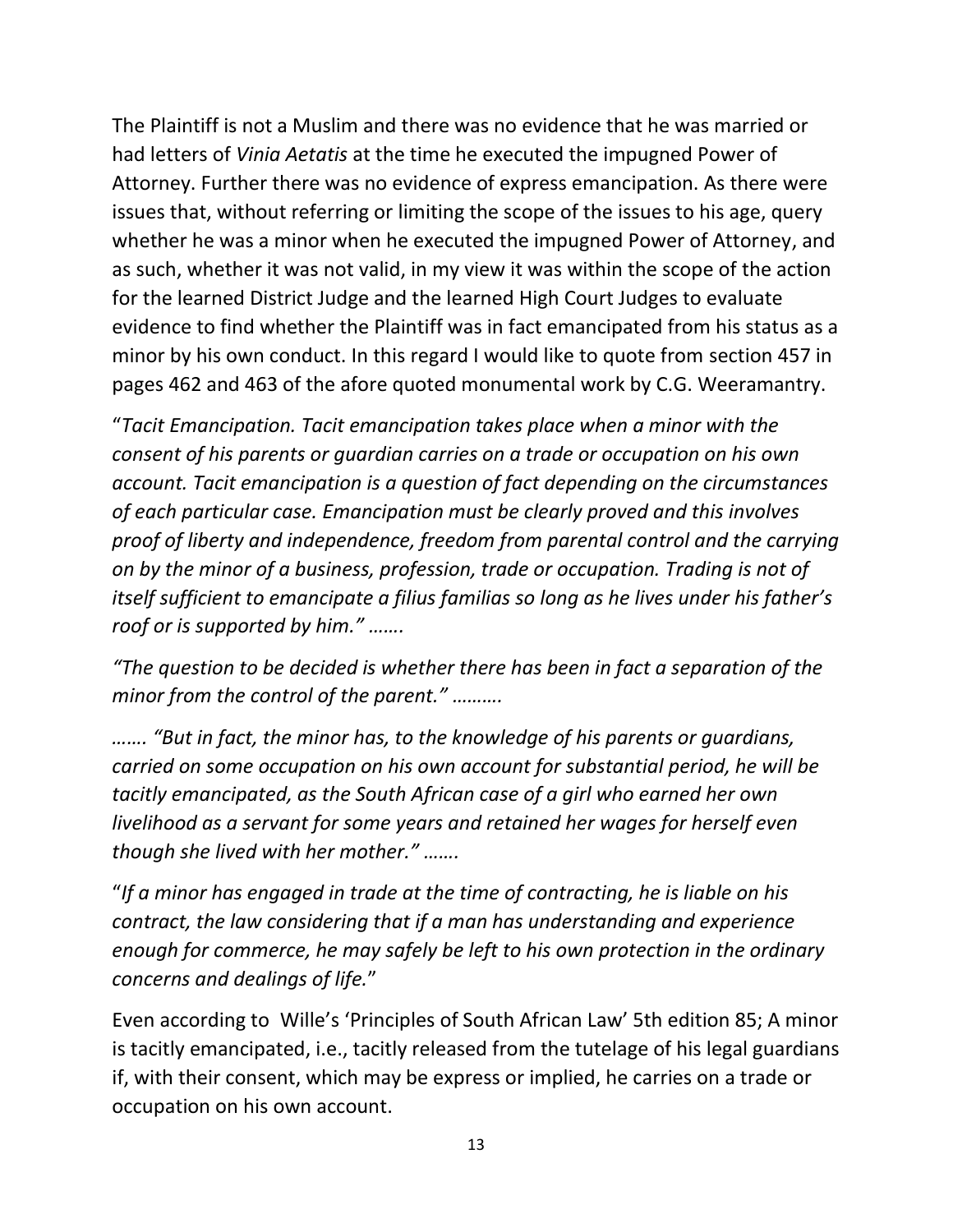The Plaintiff is not a Muslim and there was no evidence that he was married or had letters of *Vinia Aetatis* at the time he executed the impugned Power of Attorney. Further there was no evidence of express emancipation. As there were issues that, without referring or limiting the scope of the issues to his age, query whether he was a minor when he executed the impugned Power of Attorney, and as such, whether it was not valid, in my view it was within the scope of the action for the learned District Judge and the learned High Court Judges to evaluate evidence to find whether the Plaintiff was in fact emancipated from his status as a minor by his own conduct. In this regard I would like to quote from section 457 in pages 462 and 463 of the afore quoted monumental work by C.G. Weeramantry.

"*Tacit Emancipation. Tacit emancipation takes place when a minor with the consent of his parents or guardian carries on a trade or occupation on his own account. Tacit emancipation is a question of fact depending on the circumstances of each particular case. Emancipation must be clearly proved and this involves proof of liberty and independence, freedom from parental control and the carrying on by the minor of a business, profession, trade or occupation. Trading is not of itself sufficient to emancipate a filius familias so long as he lives under his father's roof or is supported by him." …….*

*"The question to be decided is whether there has been in fact a separation of the minor from the control of the parent." ……….*

*……. "But in fact, the minor has, to the knowledge of his parents or guardians, carried on some occupation on his own account for substantial period, he will be tacitly emancipated, as the South African case of a girl who earned her own livelihood as a servant for some years and retained her wages for herself even though she lived with her mother." …….*

"*If a minor has engaged in trade at the time of contracting, he is liable on his contract, the law considering that if a man has understanding and experience enough for commerce, he may safely be left to his own protection in the ordinary concerns and dealings of life.*"

Even according to Wille's 'Principles of South African Law' 5th edition 85; A minor is tacitly emancipated, i.e., tacitly released from the tutelage of his legal guardians if, with their consent, which may be express or implied, he carries on a trade or occupation on his own account.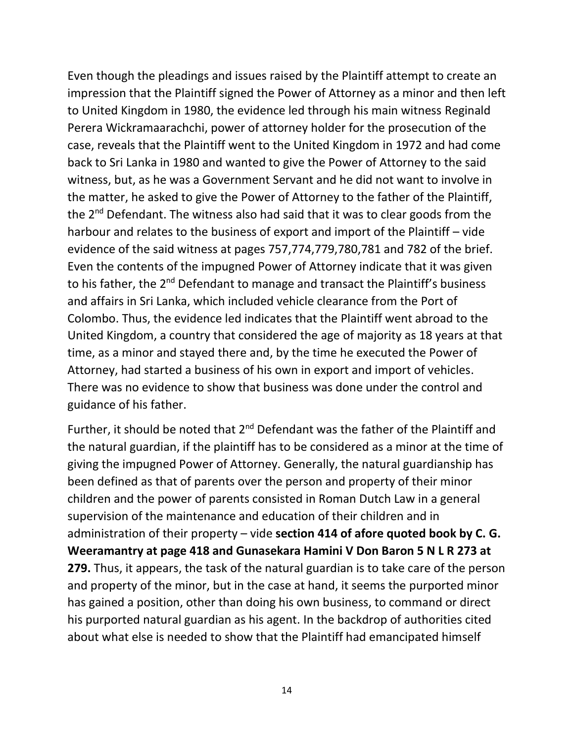Even though the pleadings and issues raised by the Plaintiff attempt to create an impression that the Plaintiff signed the Power of Attorney as a minor and then left to United Kingdom in 1980, the evidence led through his main witness Reginald Perera Wickramaarachchi, power of attorney holder for the prosecution of the case, reveals that the Plaintiff went to the United Kingdom in 1972 and had come back to Sri Lanka in 1980 and wanted to give the Power of Attorney to the said witness, but, as he was a Government Servant and he did not want to involve in the matter, he asked to give the Power of Attorney to the father of the Plaintiff, the 2nd Defendant. The witness also had said that it was to clear goods from the harbour and relates to the business of export and import of the Plaintiff – vide evidence of the said witness at pages 757,774,779,780,781 and 782 of the brief. Even the contents of the impugned Power of Attorney indicate that it was given to his father, the 2nd Defendant to manage and transact the Plaintiff's business and affairs in Sri Lanka, which included vehicle clearance from the Port of Colombo. Thus, the evidence led indicates that the Plaintiff went abroad to the United Kingdom, a country that considered the age of majority as 18 years at that time, as a minor and stayed there and, by the time he executed the Power of Attorney, had started a business of his own in export and import of vehicles. There was no evidence to show that business was done under the control and guidance of his father.

Further, it should be noted that 2nd Defendant was the father of the Plaintiff and the natural guardian, if the plaintiff has to be considered as a minor at the time of giving the impugned Power of Attorney. Generally, the natural guardianship has been defined as that of parents over the person and property of their minor children and the power of parents consisted in Roman Dutch Law in a general supervision of the maintenance and education of their children and in administration of their property – vide **section 414 of afore quoted book by C. G. Weeramantry at page 418 and Gunasekara Hamini V Don Baron 5 N L R 273 at 279.** Thus, it appears, the task of the natural guardian is to take care of the person and property of the minor, but in the case at hand, it seems the purported minor has gained a position, other than doing his own business, to command or direct his purported natural guardian as his agent. In the backdrop of authorities cited about what else is needed to show that the Plaintiff had emancipated himself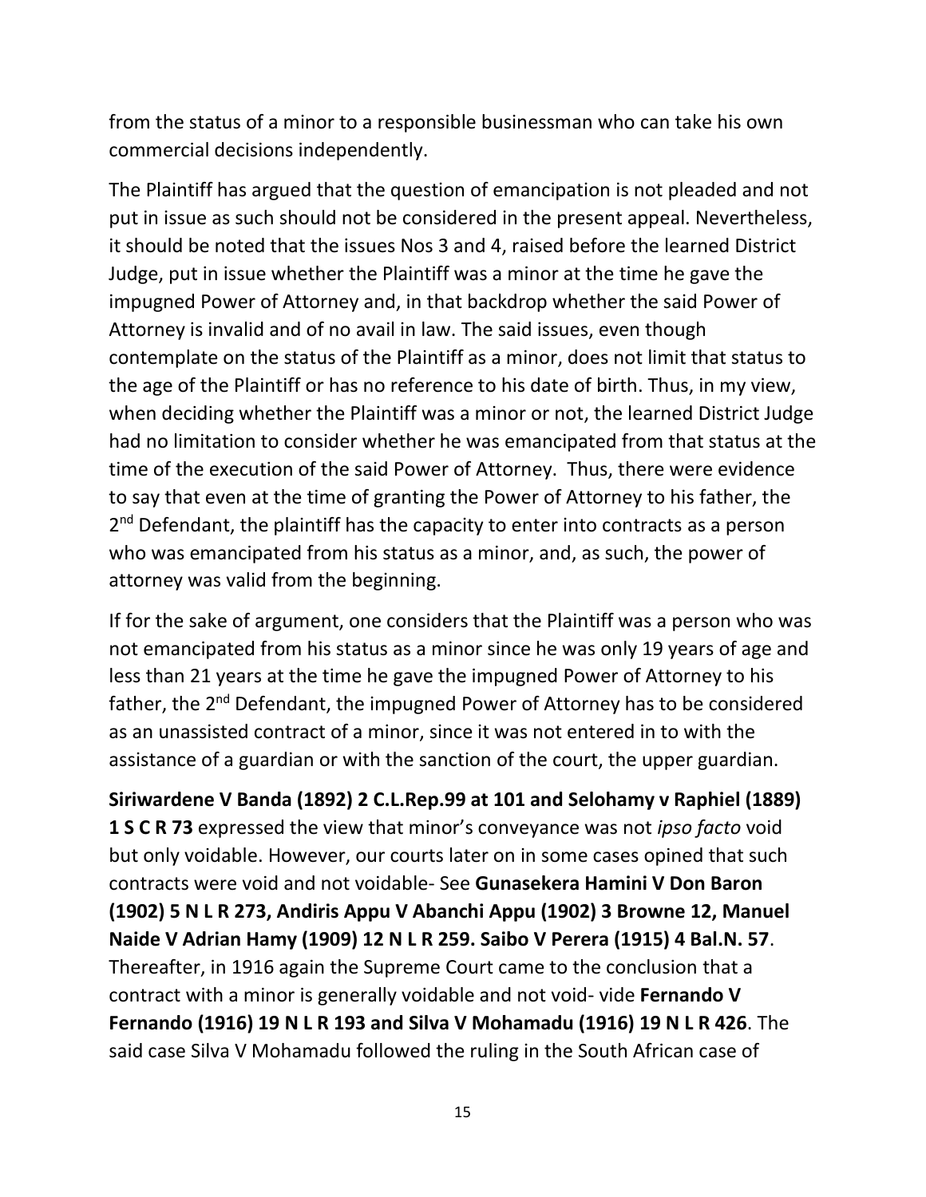from the status of a minor to a responsible businessman who can take his own commercial decisions independently.

The Plaintiff has argued that the question of emancipation is not pleaded and not put in issue as such should not be considered in the present appeal. Nevertheless, it should be noted that the issues Nos 3 and 4, raised before the learned District Judge, put in issue whether the Plaintiff was a minor at the time he gave the impugned Power of Attorney and, in that backdrop whether the said Power of Attorney is invalid and of no avail in law. The said issues, even though contemplate on the status of the Plaintiff as a minor, does not limit that status to the age of the Plaintiff or has no reference to his date of birth. Thus, in my view, when deciding whether the Plaintiff was a minor or not, the learned District Judge had no limitation to consider whether he was emancipated from that status at the time of the execution of the said Power of Attorney. Thus, there were evidence to say that even at the time of granting the Power of Attorney to his father, the 2nd Defendant, the plaintiff has the capacity to enter into contracts as a person who was emancipated from his status as a minor, and, as such, the power of attorney was valid from the beginning.

If for the sake of argument, one considers that the Plaintiff was a person who was not emancipated from his status as a minor since he was only 19 years of age and less than 21 years at the time he gave the impugned Power of Attorney to his father, the 2nd Defendant, the impugned Power of Attorney has to be considered as an unassisted contract of a minor, since it was not entered in to with the assistance of a guardian or with the sanction of the court, the upper guardian.

**Siriwardene V Banda (1892) 2 C.L.Rep.99 at 101 and Selohamy v Raphiel (1889) 1 S C R 73** expressed the view that minor's conveyance was not *ipso facto* void but only voidable. However, our courts later on in some cases opined that such contracts were void and not voidable- See **Gunasekera Hamini V Don Baron (1902) 5 N L R 273, Andiris Appu V Abanchi Appu (1902) 3 Browne 12, Manuel Naide V Adrian Hamy (1909) 12 N L R 259. Saibo V Perera (1915) 4 Bal.N. 57**. Thereafter, in 1916 again the Supreme Court came to the conclusion that a contract with a minor is generally voidable and not void- vide **Fernando V Fernando (1916) 19 N L R 193 and Silva V Mohamadu (1916) 19 N L R 426**. The said case Silva V Mohamadu followed the ruling in the South African case of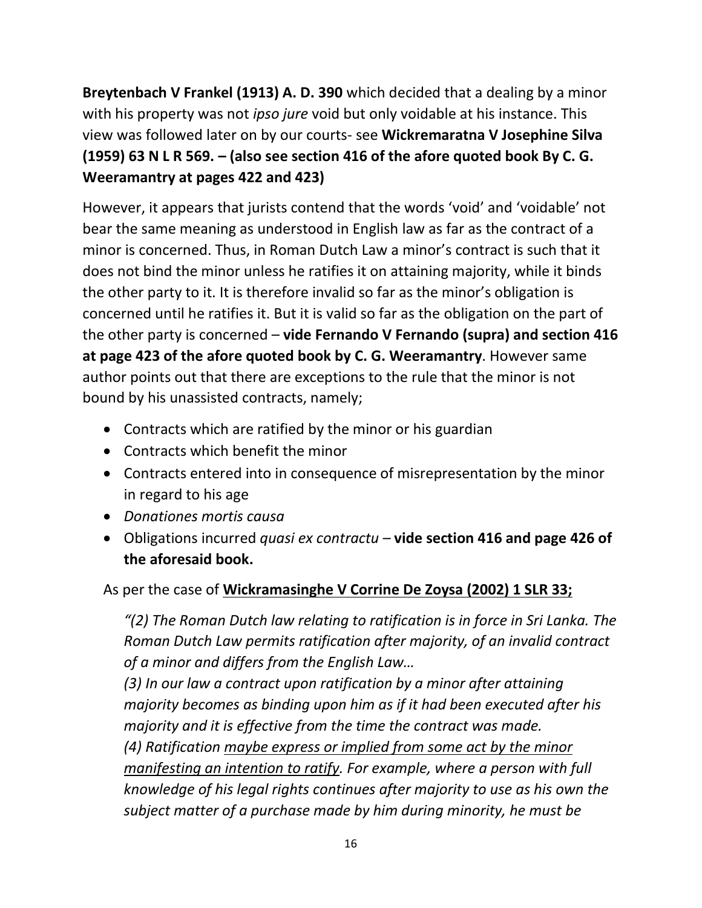**Breytenbach V Frankel (1913) A. D. 390** which decided that a dealing by a minor with his property was not *ipso jure* void but only voidable at his instance. This view was followed later on by our courts- see **Wickremaratna V Josephine Silva (1959) 63 N L R 569. – (also see section 416 of the afore quoted book By C. G. Weeramantry at pages 422 and 423)**

However, it appears that jurists contend that the words 'void' and 'voidable' not bear the same meaning as understood in English law as far as the contract of a minor is concerned. Thus, in Roman Dutch Law a minor's contract is such that it does not bind the minor unless he ratifies it on attaining majority, while it binds the other party to it. It is therefore invalid so far as the minor's obligation is concerned until he ratifies it. But it is valid so far as the obligation on the part of the other party is concerned – **vide Fernando V Fernando (supra) and section 416 at page 423 of the afore quoted book by C. G. Weeramantry**. However same author points out that there are exceptions to the rule that the minor is not bound by his unassisted contracts, namely;

- Contracts which are ratified by the minor or his guardian
- Contracts which benefit the minor
- Contracts entered into in consequence of misrepresentation by the minor in regard to his age
- *Donationes mortis causa*
- Obligations incurred *quasi ex contractu* – **vide section 416 and page 426 of the aforesaid book.**

As per the case of **<u>Wickramasinghe V Corrine De Zoysa (2002) 1 SLR 33;</u>**

> *"(2) The Roman Dutch law relating to ratification is in force in Sri Lanka. The Roman Dutch Law permits ratification after majority, of an invalid contract of a minor and differs from the English Law…*
> *(3) In our law a contract upon ratification by a minor after attaining majority becomes as binding upon him as if it had been executed after his majority and it is effective from the time the contract was made.*
> *(4) Ratification <u>maybe express or implied from some act by the minor manifesting an intention to ratify</u>. For example, where a person with full knowledge of his legal rights continues after majority to use as his own the subject matter of a purchase made by him during minority, he must be*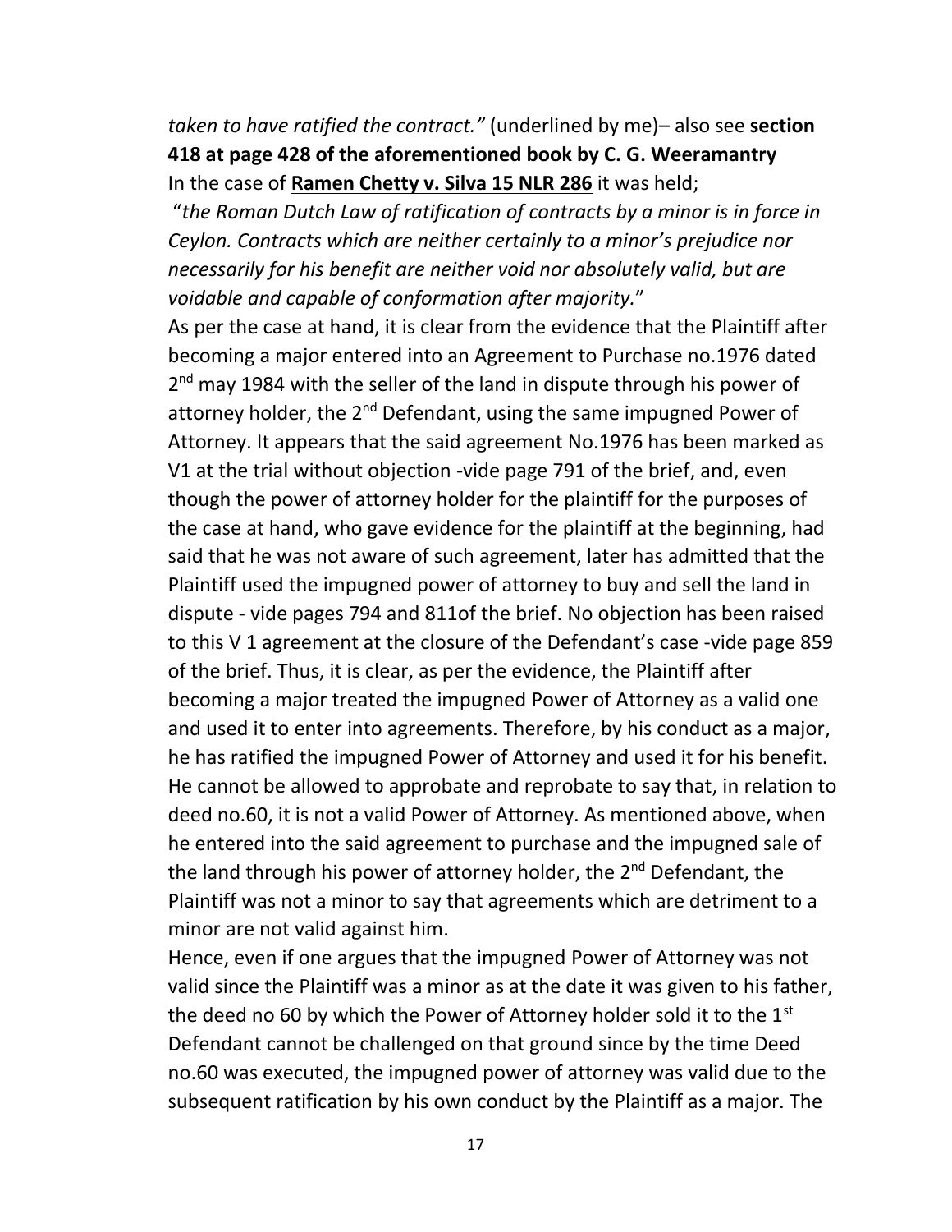*taken to have ratified the contract."* (underlined by me)– also see **section 418 at page 428 of the aforementioned book by C. G. Weeramantry**

In the case of **Ramen Chetty v. Silva 15 NLR 286** it was held;

"*the Roman Dutch Law of ratification of contracts by a minor is in force in Ceylon. Contracts which are neither certainly to a minor's prejudice nor necessarily for his benefit are neither void nor absolutely valid, but are voidable and capable of conformation after majority.*"

As per the case at hand, it is clear from the evidence that the Plaintiff after becoming a major entered into an Agreement to Purchase no.1976 dated 2nd may 1984 with the seller of the land in dispute through his power of attorney holder, the 2nd Defendant, using the same impugned Power of Attorney. It appears that the said agreement No.1976 has been marked as V1 at the trial without objection -vide page 791 of the brief, and, even though the power of attorney holder for the plaintiff for the purposes of the case at hand, who gave evidence for the plaintiff at the beginning, had said that he was not aware of such agreement, later has admitted that the Plaintiff used the impugned power of attorney to buy and sell the land in dispute - vide pages 794 and 811of the brief. No objection has been raised to this V 1 agreement at the closure of the Defendant's case -vide page 859 of the brief. Thus, it is clear, as per the evidence, the Plaintiff after becoming a major treated the impugned Power of Attorney as a valid one and used it to enter into agreements. Therefore, by his conduct as a major, he has ratified the impugned Power of Attorney and used it for his benefit. He cannot be allowed to approbate and reprobate to say that, in relation to deed no.60, it is not a valid Power of Attorney. As mentioned above, when he entered into the said agreement to purchase and the impugned sale of the land through his power of attorney holder, the 2nd Defendant, the Plaintiff was not a minor to say that agreements which are detriment to a minor are not valid against him.

Hence, even if one argues that the impugned Power of Attorney was not valid since the Plaintiff was a minor as at the date it was given to his father, the deed no 60 by which the Power of Attorney holder sold it to the 1st Defendant cannot be challenged on that ground since by the time Deed no.60 was executed, the impugned power of attorney was valid due to the subsequent ratification by his own conduct by the Plaintiff as a major. The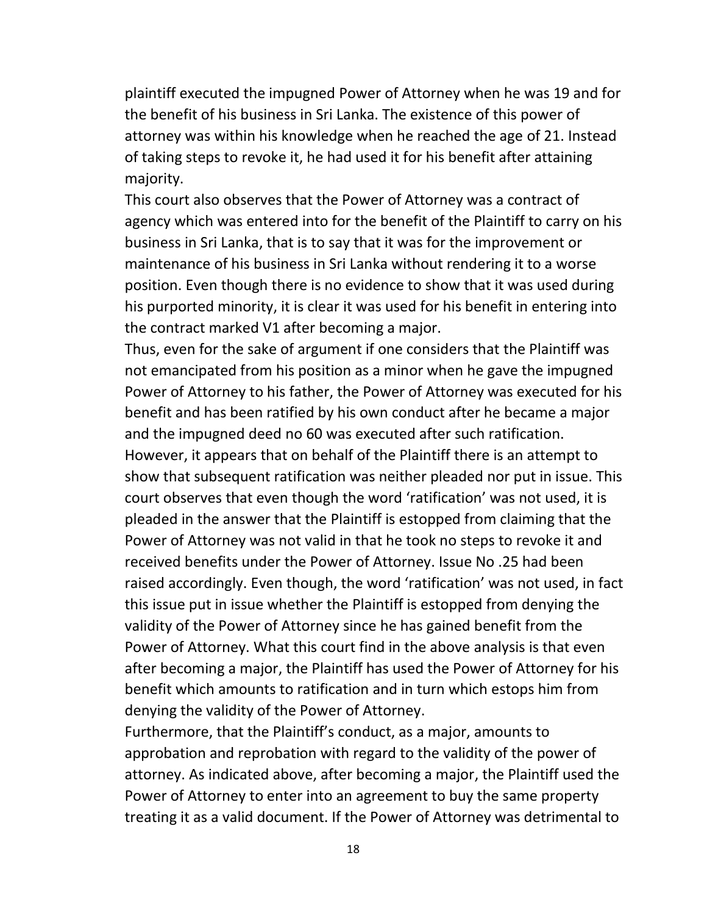plaintiff executed the impugned Power of Attorney when he was 19 and for the benefit of his business in Sri Lanka. The existence of this power of attorney was within his knowledge when he reached the age of 21. Instead of taking steps to revoke it, he had used it for his benefit after attaining majority.

This court also observes that the Power of Attorney was a contract of agency which was entered into for the benefit of the Plaintiff to carry on his business in Sri Lanka, that is to say that it was for the improvement or maintenance of his business in Sri Lanka without rendering it to a worse position. Even though there is no evidence to show that it was used during his purported minority, it is clear it was used for his benefit in entering into the contract marked V1 after becoming a major.

Thus, even for the sake of argument if one considers that the Plaintiff was not emancipated from his position as a minor when he gave the impugned Power of Attorney to his father, the Power of Attorney was executed for his benefit and has been ratified by his own conduct after he became a major and the impugned deed no 60 was executed after such ratification.

However, it appears that on behalf of the Plaintiff there is an attempt to show that subsequent ratification was neither pleaded nor put in issue. This court observes that even though the word 'ratification' was not used, it is pleaded in the answer that the Plaintiff is estopped from claiming that the Power of Attorney was not valid in that he took no steps to revoke it and received benefits under the Power of Attorney. Issue No .25 had been raised accordingly. Even though, the word 'ratification' was not used, in fact this issue put in issue whether the Plaintiff is estopped from denying the validity of the Power of Attorney since he has gained benefit from the Power of Attorney. What this court find in the above analysis is that even after becoming a major, the Plaintiff has used the Power of Attorney for his benefit which amounts to ratification and in turn which estops him from denying the validity of the Power of Attorney.

Furthermore, that the Plaintiff's conduct, as a major, amounts to approbation and reprobation with regard to the validity of the power of attorney. As indicated above, after becoming a major, the Plaintiff used the Power of Attorney to enter into an agreement to buy the same property treating it as a valid document. If the Power of Attorney was detrimental to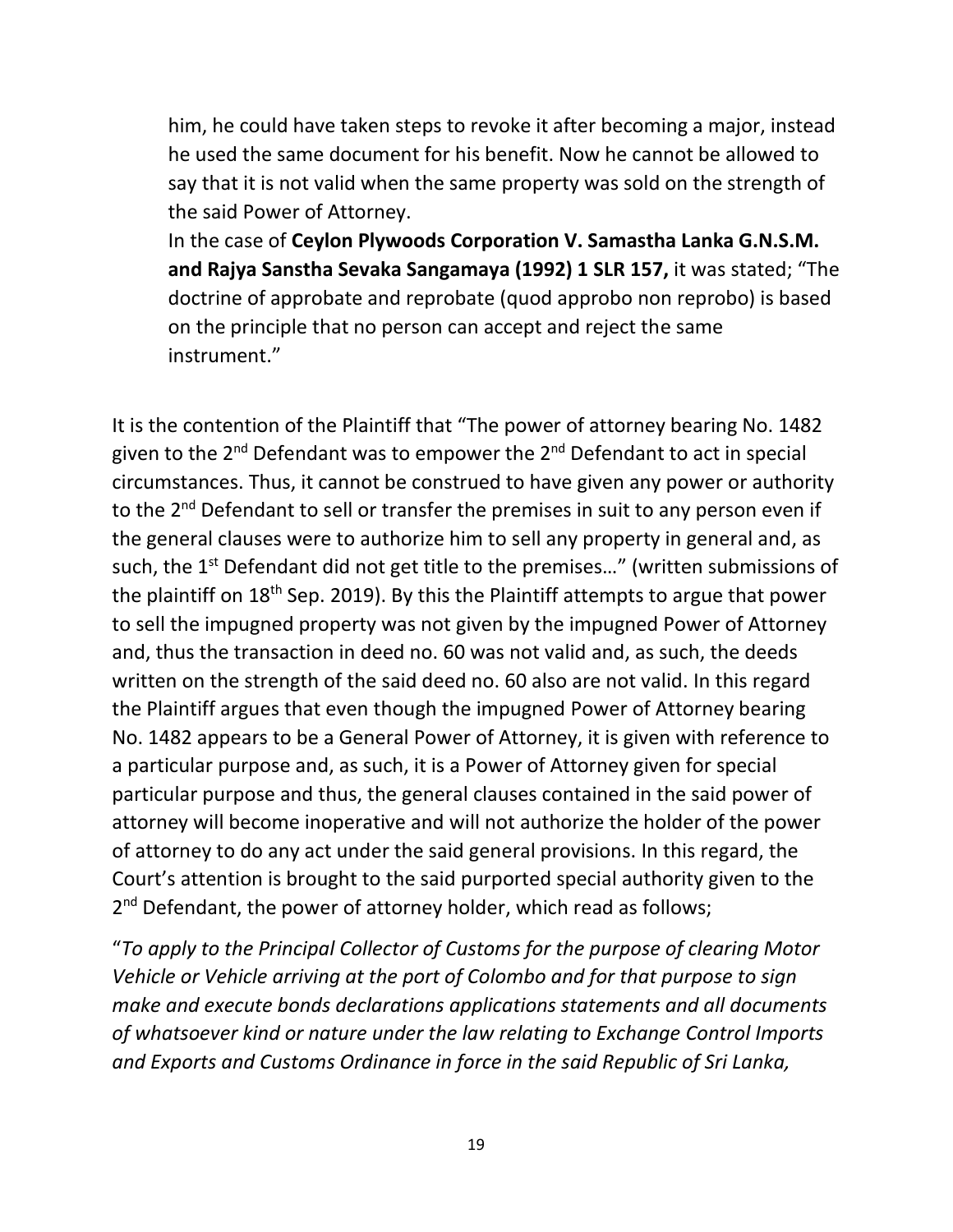him, he could have taken steps to revoke it after becoming a major, instead he used the same document for his benefit. Now he cannot be allowed to say that it is not valid when the same property was sold on the strength of the said Power of Attorney.

In the case of **Ceylon Plywoods Corporation V. Samastha Lanka G.N.S.M. and Rajya Sanstha Sevaka Sangamaya (1992) 1 SLR 157,** it was stated; "The doctrine of approbate and reprobate (quod approbo non reprobo) is based on the principle that no person can accept and reject the same instrument."

It is the contention of the Plaintiff that "The power of attorney bearing No. 1482 given to the 2nd Defendant was to empower the 2nd Defendant to act in special circumstances. Thus, it cannot be construed to have given any power or authority to the 2nd Defendant to sell or transfer the premises in suit to any person even if the general clauses were to authorize him to sell any property in general and, as such, the 1st Defendant did not get title to the premises…" (written submissions of the plaintiff on 18th Sep. 2019). By this the Plaintiff attempts to argue that power to sell the impugned property was not given by the impugned Power of Attorney and, thus the transaction in deed no. 60 was not valid and, as such, the deeds written on the strength of the said deed no. 60 also are not valid. In this regard the Plaintiff argues that even though the impugned Power of Attorney bearing No. 1482 appears to be a General Power of Attorney, it is given with reference to a particular purpose and, as such, it is a Power of Attorney given for special particular purpose and thus, the general clauses contained in the said power of attorney will become inoperative and will not authorize the holder of the power of attorney to do any act under the said general provisions. In this regard, the Court's attention is brought to the said purported special authority given to the 2nd Defendant, the power of attorney holder, which read as follows;

"*To apply to the Principal Collector of Customs for the purpose of clearing Motor Vehicle or Vehicle arriving at the port of Colombo and for that purpose to sign make and execute bonds declarations applications statements and all documents of whatsoever kind or nature under the law relating to Exchange Control Imports and Exports and Customs Ordinance in force in the said Republic of Sri Lanka,*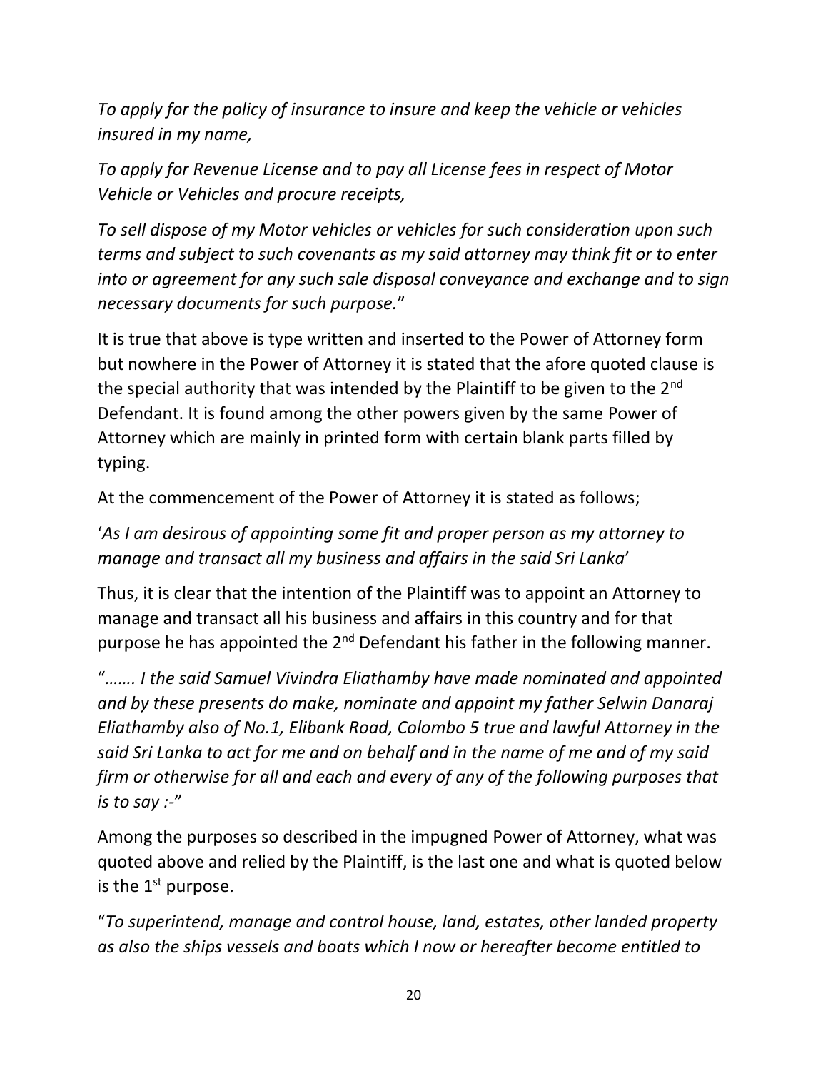*To apply for the policy of insurance to insure and keep the vehicle or vehicles insured in my name,*

*To apply for Revenue License and to pay all License fees in respect of Motor Vehicle or Vehicles and procure receipts,*

*To sell dispose of my Motor vehicles or vehicles for such consideration upon such terms and subject to such covenants as my said attorney may think fit or to enter into or agreement for any such sale disposal conveyance and exchange and to sign necessary documents for such purpose.*"

It is true that above is type written and inserted to the Power of Attorney form but nowhere in the Power of Attorney it is stated that the afore quoted clause is the special authority that was intended by the Plaintiff to be given to the 2nd Defendant. It is found among the other powers given by the same Power of Attorney which are mainly in printed form with certain blank parts filled by typing.

At the commencement of the Power of Attorney it is stated as follows;

'*As I am desirous of appointing some fit and proper person as my attorney to manage and transact all my business and affairs in the said Sri Lanka*'

Thus, it is clear that the intention of the Plaintiff was to appoint an Attorney to manage and transact all his business and affairs in this country and for that purpose he has appointed the 2nd Defendant his father in the following manner.

"*……. I the said Samuel Vivindra Eliathamby have made nominated and appointed and by these presents do make, nominate and appoint my father Selwin Danaraj Eliathamby also of No.1, Elibank Road, Colombo 5 true and lawful Attorney in the said Sri Lanka to act for me and on behalf and in the name of me and of my said firm or otherwise for all and each and every of any of the following purposes that is to say :-*"

Among the purposes so described in the impugned Power of Attorney, what was quoted above and relied by the Plaintiff, is the last one and what is quoted below is the 1st purpose.

"*To superintend, manage and control house, land, estates, other landed property as also the ships vessels and boats which I now or hereafter become entitled to*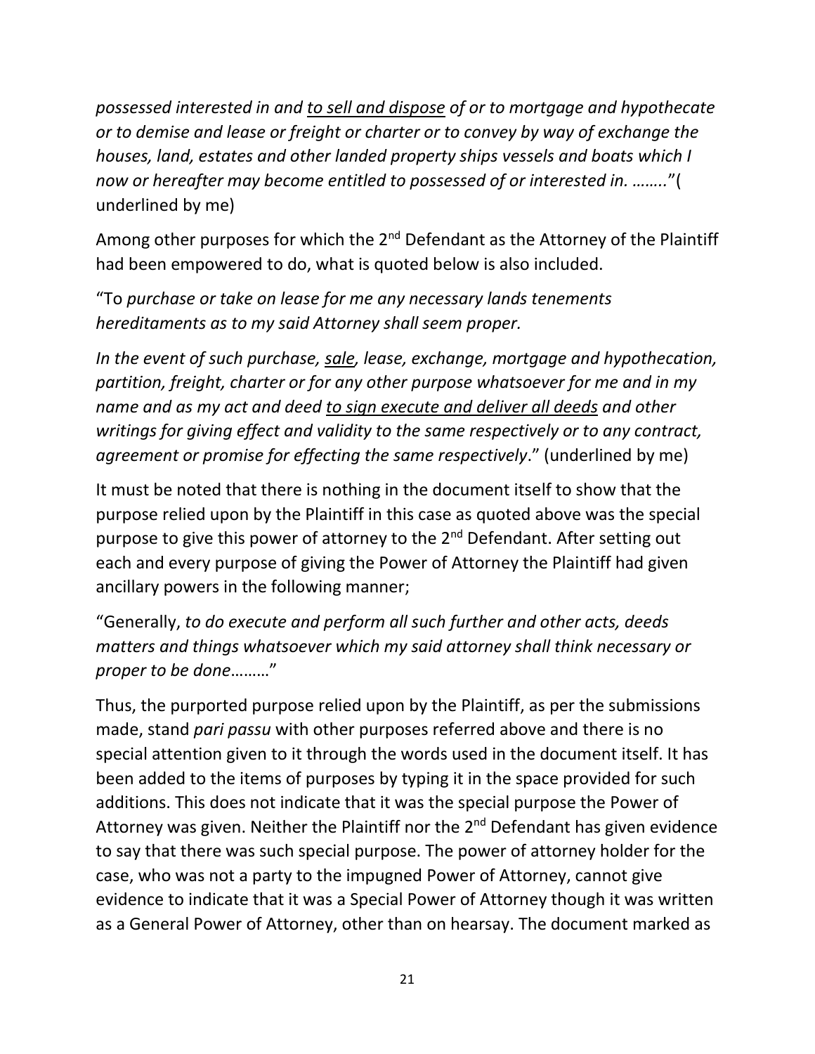*possessed interested in and <u>to sell and dispose</u> of or to mortgage and hypothecate or to demise and lease or freight or charter or to convey by way of exchange the houses, land, estates and other landed property ships vessels and boats which I now or hereafter may become entitled to possessed of or interested in. ……..*"( underlined by me)

Among other purposes for which the 2nd Defendant as the Attorney of the Plaintiff had been empowered to do, what is quoted below is also included.

"To *purchase or take on lease for me any necessary lands tenements hereditaments as to my said Attorney shall seem proper.*

*In the event of such purchase, <u>sale</u>, lease, exchange, mortgage and hypothecation, partition, freight, charter or for any other purpose whatsoever for me and in my name and as my act and deed <u>to sign execute and deliver all deeds</u> and other writings for giving effect and validity to the same respectively or to any contract, agreement or promise for effecting the same respectively*." (underlined by me)

It must be noted that there is nothing in the document itself to show that the purpose relied upon by the Plaintiff in this case as quoted above was the special purpose to give this power of attorney to the 2nd Defendant. After setting out each and every purpose of giving the Power of Attorney the Plaintiff had given ancillary powers in the following manner;

"Generally, *to do execute and perform all such further and other acts, deeds matters and things whatsoever which my said attorney shall think necessary or proper to be done*………"

Thus, the purported purpose relied upon by the Plaintiff, as per the submissions made, stand *pari passu* with other purposes referred above and there is no special attention given to it through the words used in the document itself. It has been added to the items of purposes by typing it in the space provided for such additions. This does not indicate that it was the special purpose the Power of Attorney was given. Neither the Plaintiff nor the 2nd Defendant has given evidence to say that there was such special purpose. The power of attorney holder for the case, who was not a party to the impugned Power of Attorney, cannot give evidence to indicate that it was a Special Power of Attorney though it was written as a General Power of Attorney, other than on hearsay. The document marked as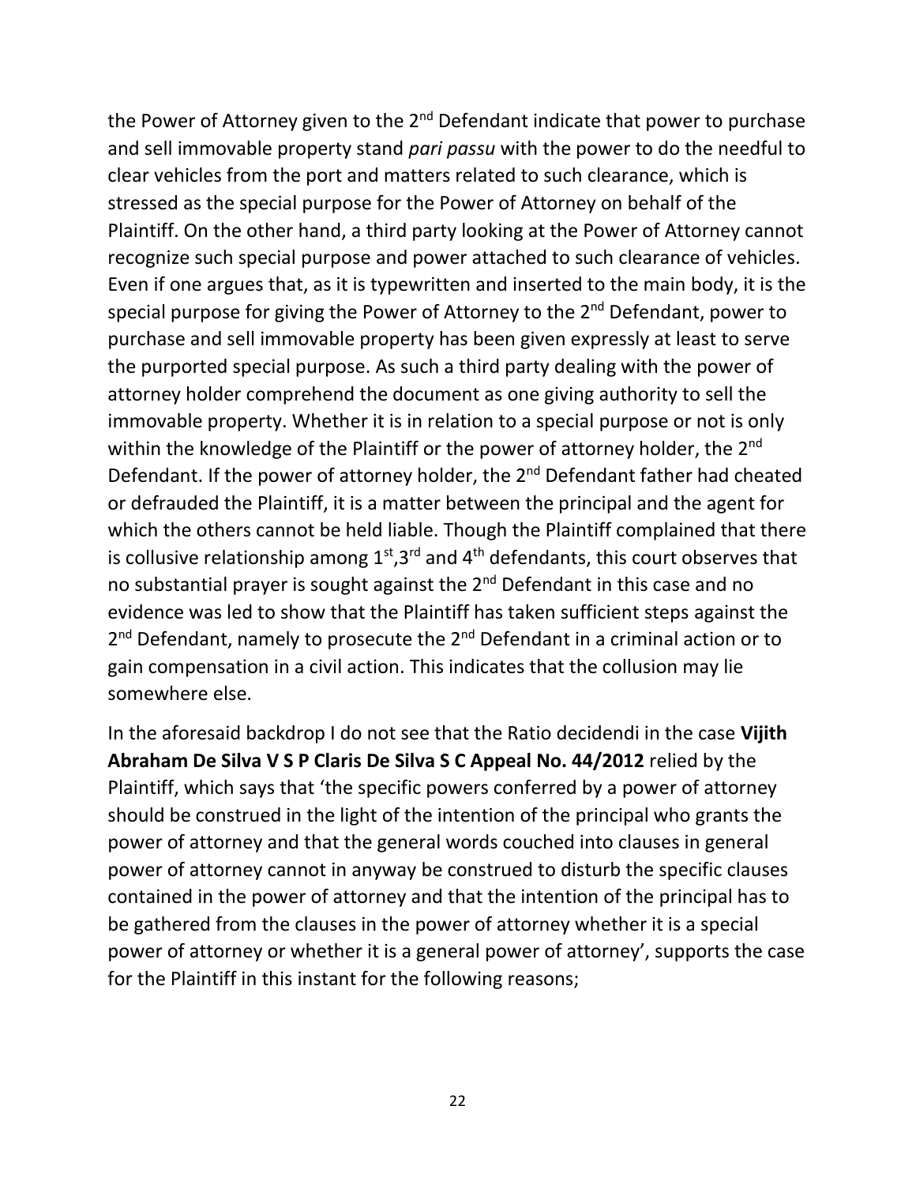the Power of Attorney given to the 2nd Defendant indicate that power to purchase and sell immovable property stand *pari passu* with the power to do the needful to clear vehicles from the port and matters related to such clearance, which is stressed as the special purpose for the Power of Attorney on behalf of the Plaintiff. On the other hand, a third party looking at the Power of Attorney cannot recognize such special purpose and power attached to such clearance of vehicles. Even if one argues that, as it is typewritten and inserted to the main body, it is the special purpose for giving the Power of Attorney to the 2nd Defendant, power to purchase and sell immovable property has been given expressly at least to serve the purported special purpose. As such a third party dealing with the power of attorney holder comprehend the document as one giving authority to sell the immovable property. Whether it is in relation to a special purpose or not is only within the knowledge of the Plaintiff or the power of attorney holder, the 2nd Defendant. If the power of attorney holder, the 2nd Defendant father had cheated or defrauded the Plaintiff, it is a matter between the principal and the agent for which the others cannot be held liable. Though the Plaintiff complained that there is collusive relationship among 1st,3rd and 4th defendants, this court observes that no substantial prayer is sought against the 2nd Defendant in this case and no evidence was led to show that the Plaintiff has taken sufficient steps against the 2nd Defendant, namely to prosecute the 2nd Defendant in a criminal action or to gain compensation in a civil action. This indicates that the collusion may lie somewhere else.

In the aforesaid backdrop I do not see that the Ratio decidendi in the case **Vijith Abraham De Silva V S P Claris De Silva S C Appeal No. 44/2012** relied by the Plaintiff, which says that 'the specific powers conferred by a power of attorney should be construed in the light of the intention of the principal who grants the power of attorney and that the general words couched into clauses in general power of attorney cannot in anyway be construed to disturb the specific clauses contained in the power of attorney and that the intention of the principal has to be gathered from the clauses in the power of attorney whether it is a special power of attorney or whether it is a general power of attorney', supports the case for the Plaintiff in this instant for the following reasons;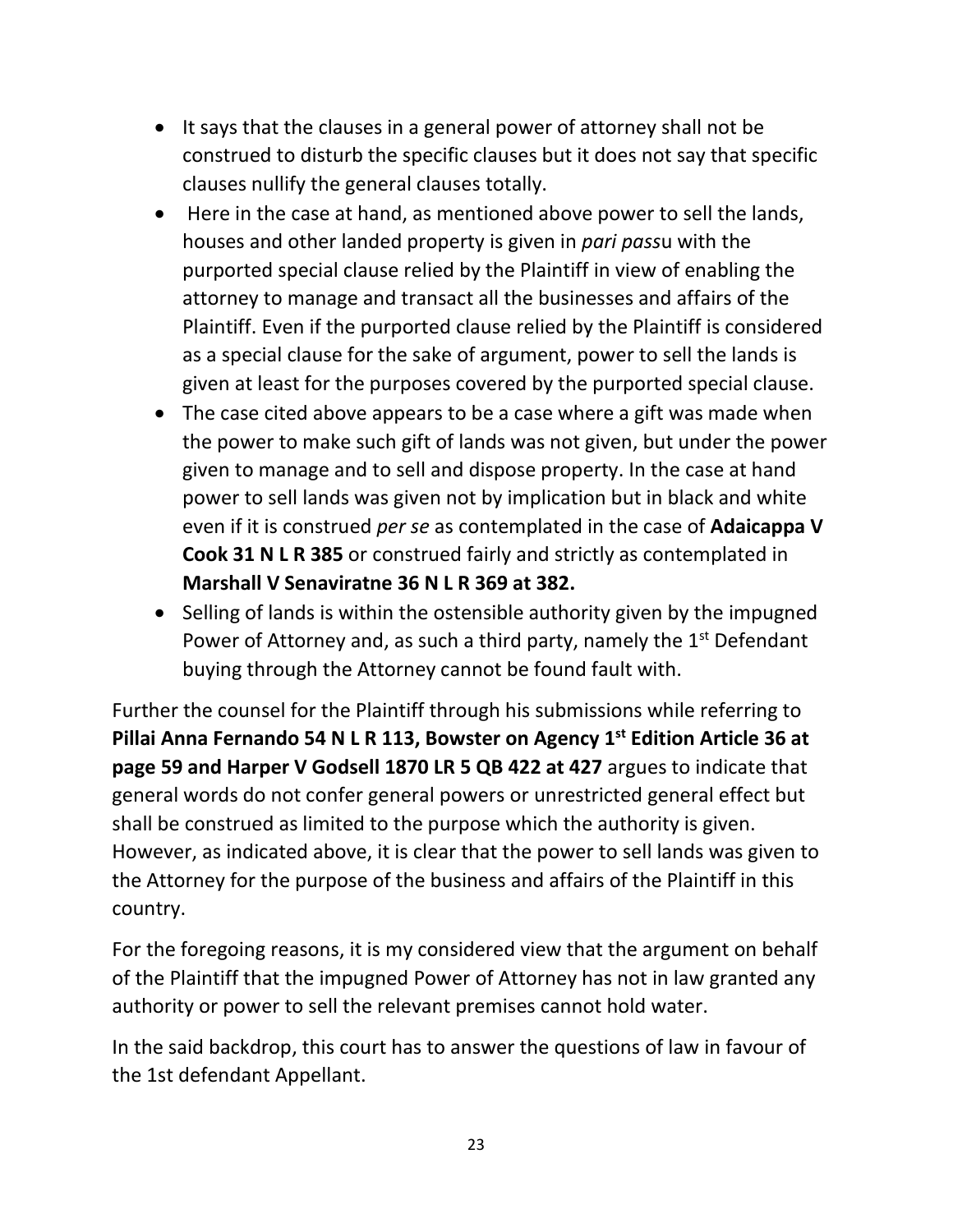- It says that the clauses in a general power of attorney shall not be construed to disturb the specific clauses but it does not say that specific clauses nullify the general clauses totally.
- Here in the case at hand, as mentioned above power to sell the lands, houses and other landed property is given in *pari pass*u with the purported special clause relied by the Plaintiff in view of enabling the attorney to manage and transact all the businesses and affairs of the Plaintiff. Even if the purported clause relied by the Plaintiff is considered as a special clause for the sake of argument, power to sell the lands is given at least for the purposes covered by the purported special clause.
- The case cited above appears to be a case where a gift was made when the power to make such gift of lands was not given, but under the power given to manage and to sell and dispose property. In the case at hand power to sell lands was given not by implication but in black and white even if it is construed *per se* as contemplated in the case of **Adaicappa V Cook 31 N L R 385** or construed fairly and strictly as contemplated in **Marshall V Senaviratne 36 N L R 369 at 382.**
- Selling of lands is within the ostensible authority given by the impugned Power of Attorney and, as such a third party, namely the 1st Defendant buying through the Attorney cannot be found fault with.

Further the counsel for the Plaintiff through his submissions while referring to **Pillai Anna Fernando 54 N L R 113, Bowster on Agency 1st Edition Article 36 at page 59 and Harper V Godsell 1870 LR 5 QB 422 at 427** argues to indicate that general words do not confer general powers or unrestricted general effect but shall be construed as limited to the purpose which the authority is given. However, as indicated above, it is clear that the power to sell lands was given to the Attorney for the purpose of the business and affairs of the Plaintiff in this country.

For the foregoing reasons, it is my considered view that the argument on behalf of the Plaintiff that the impugned Power of Attorney has not in law granted any authority or power to sell the relevant premises cannot hold water.

In the said backdrop, this court has to answer the questions of law in favour of the 1st defendant Appellant.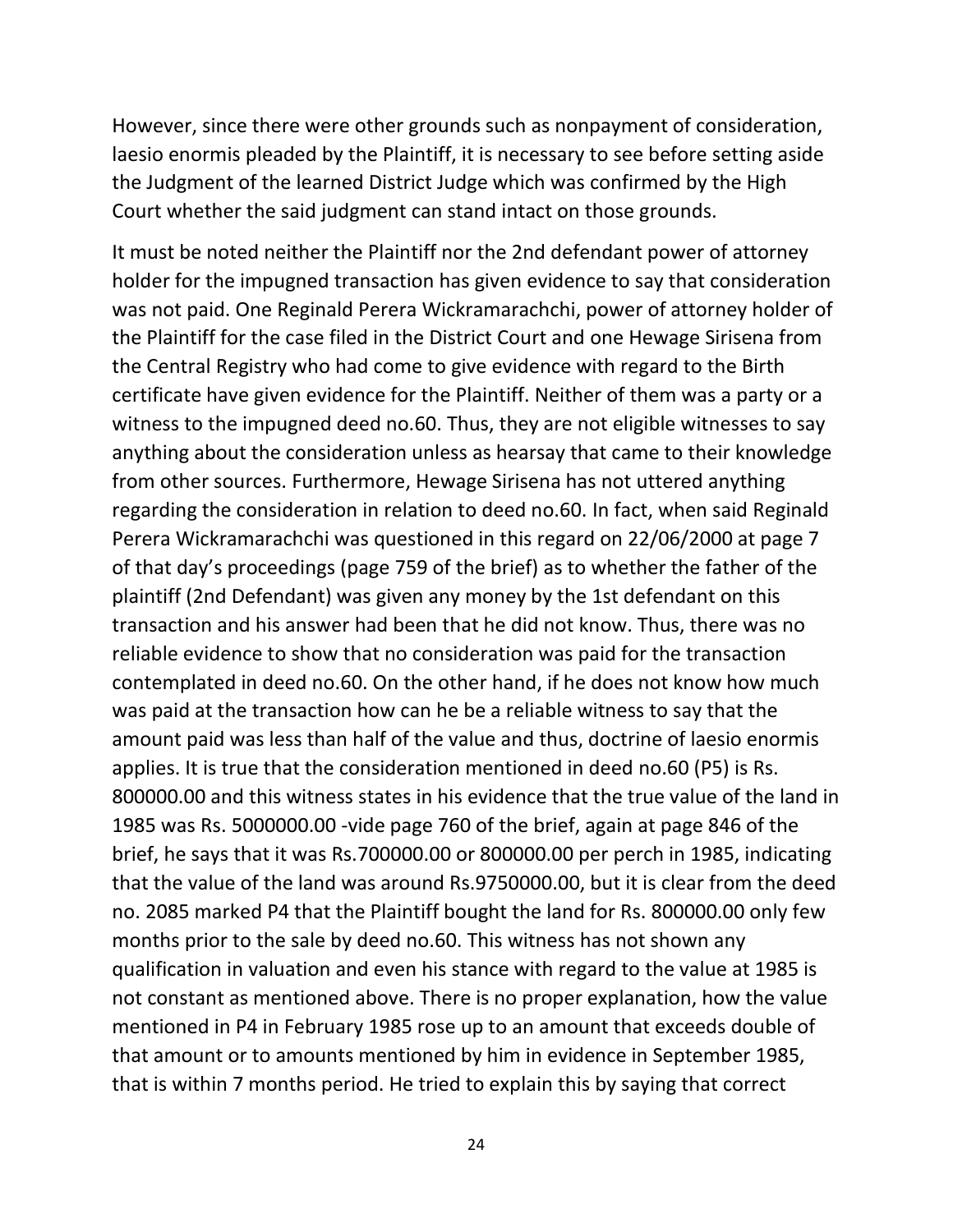However, since there were other grounds such as nonpayment of consideration, laesio enormis pleaded by the Plaintiff, it is necessary to see before setting aside the Judgment of the learned District Judge which was confirmed by the High Court whether the said judgment can stand intact on those grounds.

It must be noted neither the Plaintiff nor the 2nd defendant power of attorney holder for the impugned transaction has given evidence to say that consideration was not paid. One Reginald Perera Wickramarachchi, power of attorney holder of the Plaintiff for the case filed in the District Court and one Hewage Sirisena from the Central Registry who had come to give evidence with regard to the Birth certificate have given evidence for the Plaintiff. Neither of them was a party or a witness to the impugned deed no.60. Thus, they are not eligible witnesses to say anything about the consideration unless as hearsay that came to their knowledge from other sources. Furthermore, Hewage Sirisena has not uttered anything regarding the consideration in relation to deed no.60. In fact, when said Reginald Perera Wickramarachchi was questioned in this regard on 22/06/2000 at page 7 of that day's proceedings (page 759 of the brief) as to whether the father of the plaintiff (2nd Defendant) was given any money by the 1st defendant on this transaction and his answer had been that he did not know. Thus, there was no reliable evidence to show that no consideration was paid for the transaction contemplated in deed no.60. On the other hand, if he does not know how much was paid at the transaction how can he be a reliable witness to say that the amount paid was less than half of the value and thus, doctrine of laesio enormis applies. It is true that the consideration mentioned in deed no.60 (P5) is Rs. 800000.00 and this witness states in his evidence that the true value of the land in 1985 was Rs. 5000000.00 -vide page 760 of the brief, again at page 846 of the brief, he says that it was Rs.700000.00 or 800000.00 per perch in 1985, indicating that the value of the land was around Rs.9750000.00, but it is clear from the deed no. 2085 marked P4 that the Plaintiff bought the land for Rs. 800000.00 only few months prior to the sale by deed no.60. This witness has not shown any qualification in valuation and even his stance with regard to the value at 1985 is not constant as mentioned above. There is no proper explanation, how the value mentioned in P4 in February 1985 rose up to an amount that exceeds double of that amount or to amounts mentioned by him in evidence in September 1985, that is within 7 months period. He tried to explain this by saying that correct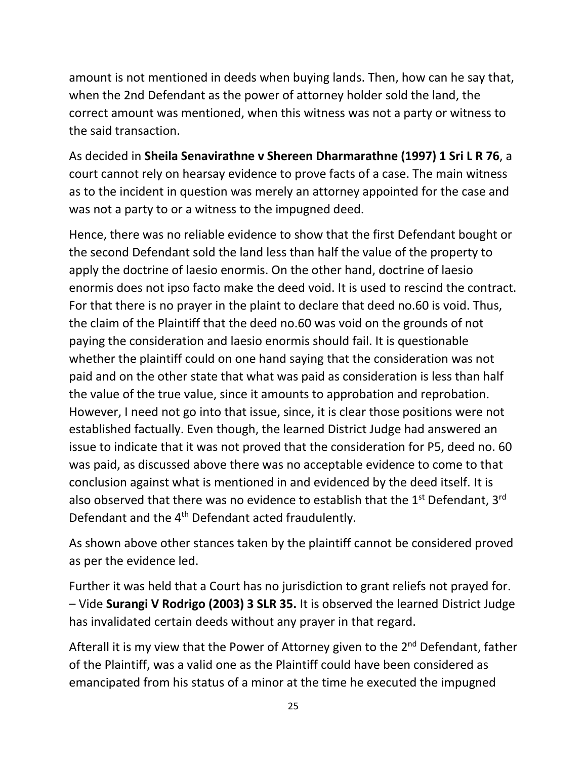amount is not mentioned in deeds when buying lands. Then, how can he say that, when the 2nd Defendant as the power of attorney holder sold the land, the correct amount was mentioned, when this witness was not a party or witness to the said transaction.

As decided in **Sheila Senavirathne v Shereen Dharmarathne (1997) 1 Sri L R 76**, a court cannot rely on hearsay evidence to prove facts of a case. The main witness as to the incident in question was merely an attorney appointed for the case and was not a party to or a witness to the impugned deed.

Hence, there was no reliable evidence to show that the first Defendant bought or the second Defendant sold the land less than half the value of the property to apply the doctrine of laesio enormis. On the other hand, doctrine of laesio enormis does not ipso facto make the deed void. It is used to rescind the contract. For that there is no prayer in the plaint to declare that deed no.60 is void. Thus, the claim of the Plaintiff that the deed no.60 was void on the grounds of not paying the consideration and laesio enormis should fail. It is questionable whether the plaintiff could on one hand saying that the consideration was not paid and on the other state that what was paid as consideration is less than half the value of the true value, since it amounts to approbation and reprobation. However, I need not go into that issue, since, it is clear those positions were not established factually. Even though, the learned District Judge had answered an issue to indicate that it was not proved that the consideration for P5, deed no. 60 was paid, as discussed above there was no acceptable evidence to come to that conclusion against what is mentioned in and evidenced by the deed itself. It is also observed that there was no evidence to establish that the 1st Defendant, 3rd Defendant and the 4th Defendant acted fraudulently.

As shown above other stances taken by the plaintiff cannot be considered proved as per the evidence led.

Further it was held that a Court has no jurisdiction to grant reliefs not prayed for. – Vide **Surangi V Rodrigo (2003) 3 SLR 35.** It is observed the learned District Judge has invalidated certain deeds without any prayer in that regard.

Afterall it is my view that the Power of Attorney given to the 2nd Defendant, father of the Plaintiff, was a valid one as the Plaintiff could have been considered as emancipated from his status of a minor at the time he executed the impugned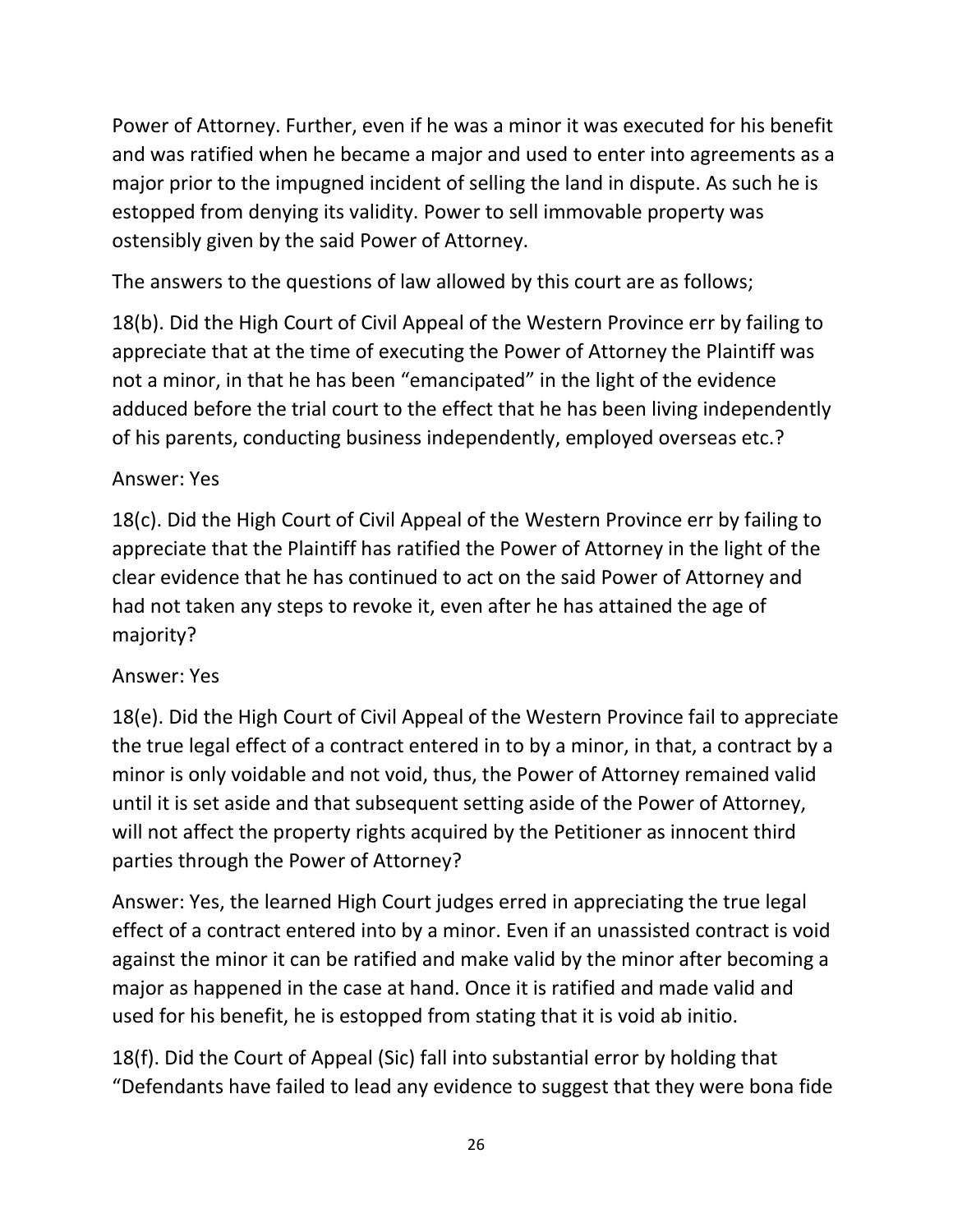Power of Attorney. Further, even if he was a minor it was executed for his benefit and was ratified when he became a major and used to enter into agreements as a major prior to the impugned incident of selling the land in dispute. As such he is estopped from denying its validity. Power to sell immovable property was ostensibly given by the said Power of Attorney.

The answers to the questions of law allowed by this court are as follows;

18(b). Did the High Court of Civil Appeal of the Western Province err by failing to appreciate that at the time of executing the Power of Attorney the Plaintiff was not a minor, in that he has been "emancipated" in the light of the evidence adduced before the trial court to the effect that he has been living independently of his parents, conducting business independently, employed overseas etc.?

Answer: Yes

18(c). Did the High Court of Civil Appeal of the Western Province err by failing to appreciate that the Plaintiff has ratified the Power of Attorney in the light of the clear evidence that he has continued to act on the said Power of Attorney and had not taken any steps to revoke it, even after he has attained the age of majority?

Answer: Yes

18(e). Did the High Court of Civil Appeal of the Western Province fail to appreciate the true legal effect of a contract entered in to by a minor, in that, a contract by a minor is only voidable and not void, thus, the Power of Attorney remained valid until it is set aside and that subsequent setting aside of the Power of Attorney, will not affect the property rights acquired by the Petitioner as innocent third parties through the Power of Attorney?

Answer: Yes, the learned High Court judges erred in appreciating the true legal effect of a contract entered into by a minor. Even if an unassisted contract is void against the minor it can be ratified and make valid by the minor after becoming a major as happened in the case at hand. Once it is ratified and made valid and used for his benefit, he is estopped from stating that it is void ab initio.

18(f). Did the Court of Appeal (Sic) fall into substantial error by holding that "Defendants have failed to lead any evidence to suggest that they were bona fide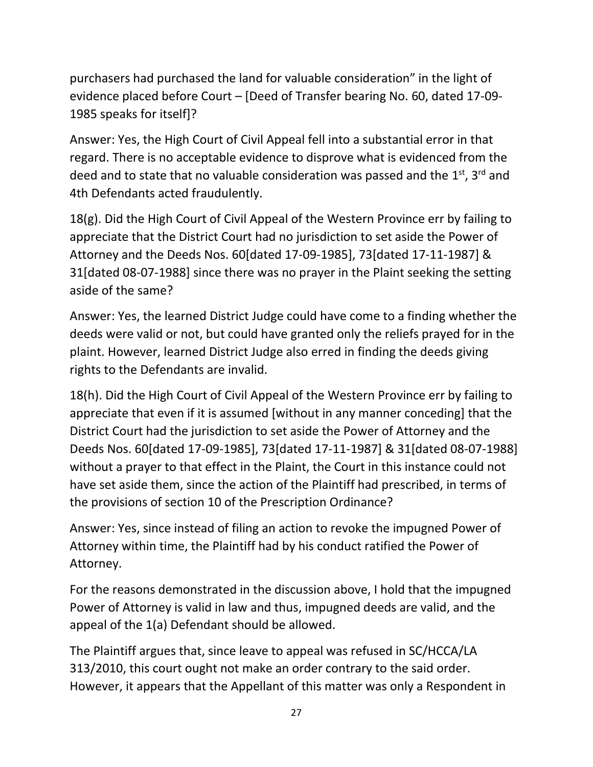purchasers had purchased the land for valuable consideration" in the light of evidence placed before Court – [Deed of Transfer bearing No. 60, dated 17-09-1985 speaks for itself]?

Answer: Yes, the High Court of Civil Appeal fell into a substantial error in that regard. There is no acceptable evidence to disprove what is evidenced from the deed and to state that no valuable consideration was passed and the 1st, 3rd and 4th Defendants acted fraudulently.

18(g). Did the High Court of Civil Appeal of the Western Province err by failing to appreciate that the District Court had no jurisdiction to set aside the Power of Attorney and the Deeds Nos. 60[dated 17-09-1985], 73[dated 17-11-1987] & 31[dated 08-07-1988] since there was no prayer in the Plaint seeking the setting aside of the same?

Answer: Yes, the learned District Judge could have come to a finding whether the deeds were valid or not, but could have granted only the reliefs prayed for in the plaint. However, learned District Judge also erred in finding the deeds giving rights to the Defendants are invalid.

18(h). Did the High Court of Civil Appeal of the Western Province err by failing to appreciate that even if it is assumed [without in any manner conceding] that the District Court had the jurisdiction to set aside the Power of Attorney and the Deeds Nos. 60[dated 17-09-1985], 73[dated 17-11-1987] & 31[dated 08-07-1988] without a prayer to that effect in the Plaint, the Court in this instance could not have set aside them, since the action of the Plaintiff had prescribed, in terms of the provisions of section 10 of the Prescription Ordinance?

Answer: Yes, since instead of filing an action to revoke the impugned Power of Attorney within time, the Plaintiff had by his conduct ratified the Power of Attorney.

For the reasons demonstrated in the discussion above, I hold that the impugned Power of Attorney is valid in law and thus, impugned deeds are valid, and the appeal of the 1(a) Defendant should be allowed.

The Plaintiff argues that, since leave to appeal was refused in SC/HCCA/LA 313/2010, this court ought not make an order contrary to the said order. However, it appears that the Appellant of this matter was only a Respondent in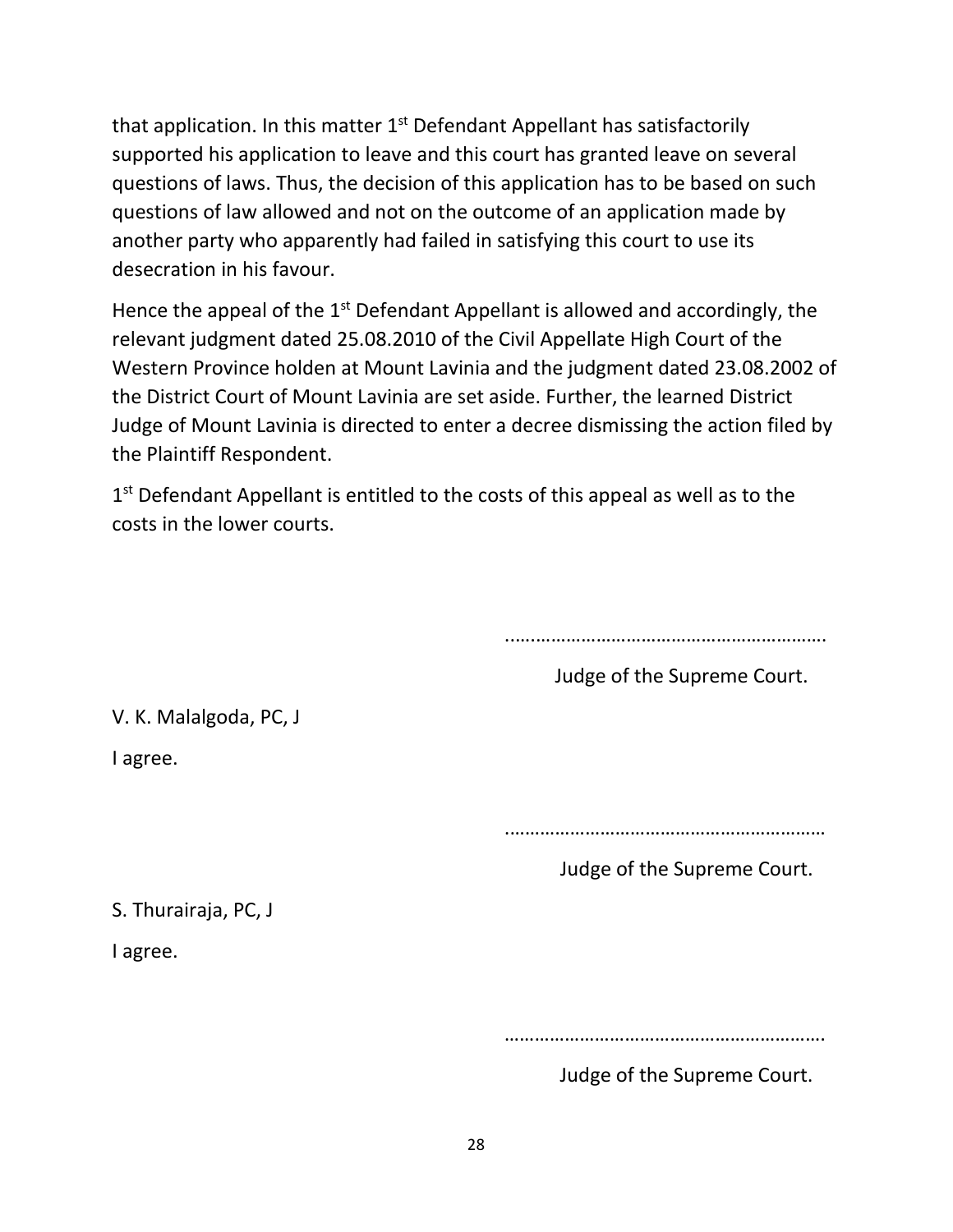that application. In this matter 1st Defendant Appellant has satisfactorily supported his application to leave and this court has granted leave on several questions of laws. Thus, the decision of this application has to be based on such questions of law allowed and not on the outcome of an application made by another party who apparently had failed in satisfying this court to use its desecration in his favour.

Hence the appeal of the 1st Defendant Appellant is allowed and accordingly, the relevant judgment dated 25.08.2010 of the Civil Appellate High Court of the Western Province holden at Mount Lavinia and the judgment dated 23.08.2002 of the District Court of Mount Lavinia are set aside. Further, the learned District Judge of Mount Lavinia is directed to enter a decree dismissing the action filed by the Plaintiff Respondent.

1st Defendant Appellant is entitled to the costs of this appeal as well as to the costs in the lower courts.

……………………………………………………….

Judge of the Supreme Court.

V. K. Malalgoda, PC, J

I agree.

……………………………………………………….

Judge of the Supreme Court.

S. Thurairaja, PC, J

I agree.

……………………………………………………….

Judge of the Supreme Court.